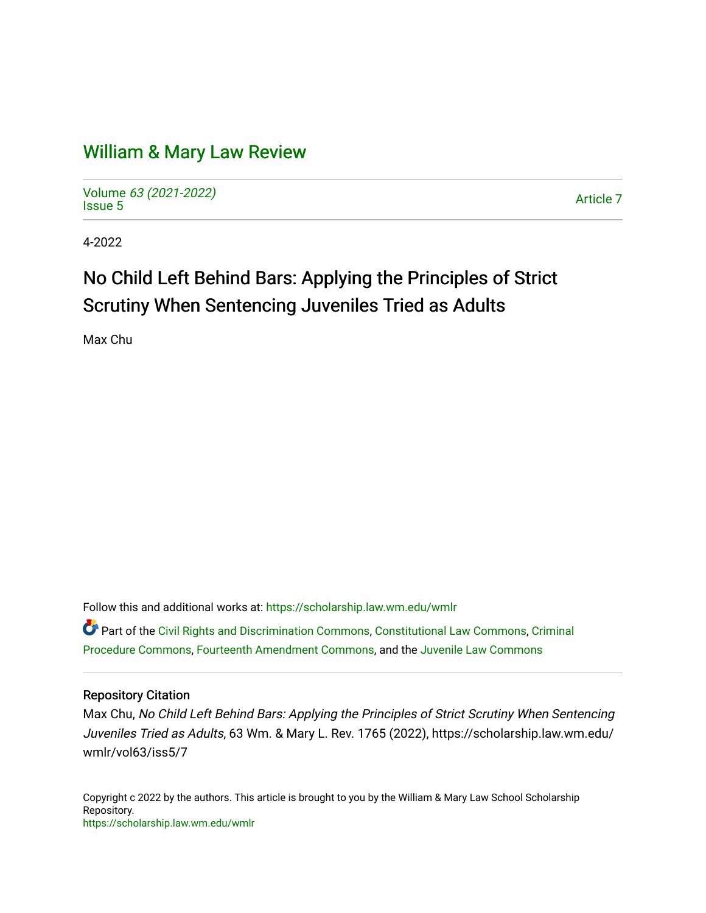# William & Mary Law Review

Volume *63 (2021-2022)*
Issue 5

Article 7

4-2022

## No Child Left Behind Bars: Applying the Principles of Strict Scrutiny When Sentencing Juveniles Tried as Adults

Max Chu

Follow this and additional works at: https://scholarship.law.wm.edu/wmlr

Part of the Civil Rights and Discrimination Commons, Constitutional Law Commons, Criminal Procedure Commons, Fourteenth Amendment Commons, and the Juvenile Law Commons

### Repository Citation

Max Chu, *No Child Left Behind Bars: Applying the Principles of Strict Scrutiny When Sentencing Juveniles Tried as Adults*, 63 Wm. & Mary L. Rev. 1765 (2022), https://scholarship.law.wm.edu/wmlr/vol63/iss5/7

Copyright c 2022 by the authors. This article is brought to you by the William & Mary Law School Scholarship Repository.
https://scholarship.law.wm.edu/wmlr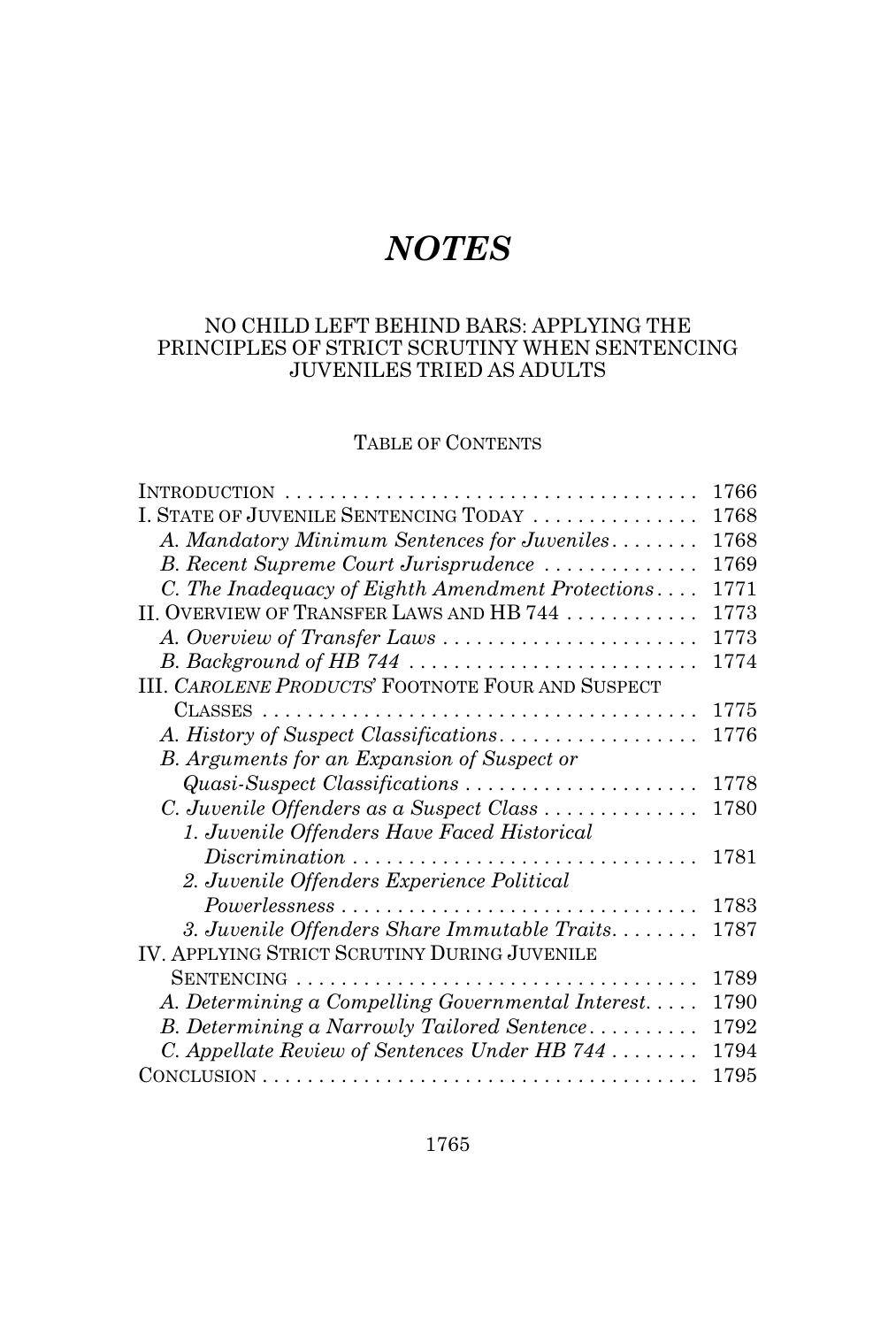# *NOTES*

## NO CHILD LEFT BEHIND BARS: APPLYING THE PRINCIPLES OF STRICT SCRUTINY WHEN SENTENCING JUVENILES TRIED AS ADULTS

### TABLE OF CONTENTS

| | |
|---|---|
| INTRODUCTION | 1766 |
| I. STATE OF JUVENILE SENTENCING TODAY | 1768 |
| *A. Mandatory Minimum Sentences for Juveniles* | 1768 |
| *B. Recent Supreme Court Jurisprudence* | 1769 |
| *C. The Inadequacy of Eighth Amendment Protections* | 1771 |
| II. OVERVIEW OF TRANSFER LAWS AND HB 744 | 1773 |
| *A. Overview of Transfer Laws* | 1773 |
| *B. Background of HB 744* | 1774 |
| III. *CAROLENE PRODUCTS*' FOOTNOTE FOUR AND SUSPECT CLASSES | 1775 |
| *A. History of Suspect Classifications* | 1776 |
| *B. Arguments for an Expansion of Suspect or Quasi-Suspect Classifications* | 1778 |
| *C. Juvenile Offenders as a Suspect Class* | 1780 |
| *1. Juvenile Offenders Have Faced Historical Discrimination* | 1781 |
| *2. Juvenile Offenders Experience Political Powerlessness* | 1783 |
| *3. Juvenile Offenders Share Immutable Traits* | 1787 |
| IV. APPLYING STRICT SCRUTINY DURING JUVENILE SENTENCING | 1789 |
| *A. Determining a Compelling Governmental Interest* | 1790 |
| *B. Determining a Narrowly Tailored Sentence* | 1792 |
| *C. Appellate Review of Sentences Under HB 744* | 1794 |
| CONCLUSION | 1795 |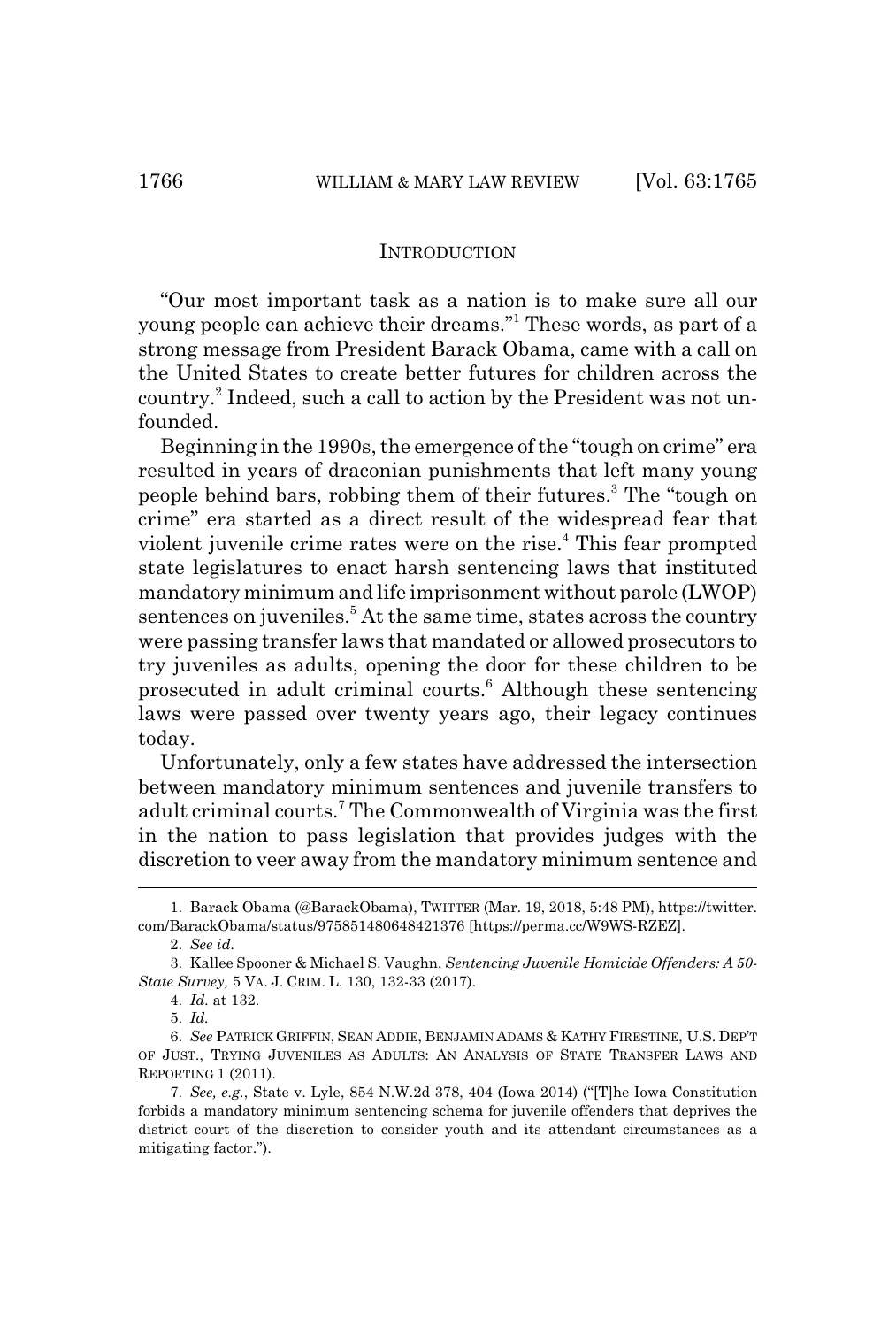## INTRODUCTION

"Our most important task as a nation is to make sure all our young people can achieve their dreams."[1] These words, as part of a strong message from President Barack Obama, came with a call on the United States to create better futures for children across the country.[2] Indeed, such a call to action by the President was not unfounded.

Beginning in the 1990s, the emergence of the "tough on crime" era resulted in years of draconian punishments that left many young people behind bars, robbing them of their futures.[3] The "tough on crime" era started as a direct result of the widespread fear that violent juvenile crime rates were on the rise.[4] This fear prompted state legislatures to enact harsh sentencing laws that instituted mandatory minimum and life imprisonment without parole (LWOP) sentences on juveniles.[5] At the same time, states across the country were passing transfer laws that mandated or allowed prosecutors to try juveniles as adults, opening the door for these children to be prosecuted in adult criminal courts.[6] Although these sentencing laws were passed over twenty years ago, their legacy continues today.

Unfortunately, only a few states have addressed the intersection between mandatory minimum sentences and juvenile transfers to adult criminal courts.[7] The Commonwealth of Virginia was the first in the nation to pass legislation that provides judges with the discretion to veer away from the mandatory minimum sentence and

---

1. Barack Obama (@BarackObama), TWITTER (Mar. 19, 2018, 5:48 PM), https://twitter.com/BarackObama/status/975851480648421376 [https://perma.cc/W9WS-RZEZ].

2. *See id.*

3. Kallee Spooner & Michael S. Vaughn, *Sentencing Juvenile Homicide Offenders: A 50-State Survey,* 5 VA. J. CRIM. L. 130, 132-33 (2017).

4. *Id.* at 132.

5. *Id.*

6. *See* PATRICK GRIFFIN, SEAN ADDIE, BENJAMIN ADAMS & KATHY FIRESTINE, U.S. DEP'T OF JUST., TRYING JUVENILES AS ADULTS: AN ANALYSIS OF STATE TRANSFER LAWS AND REPORTING 1 (2011).

7. *See, e.g.*, State v. Lyle, 854 N.W.2d 378, 404 (Iowa 2014) ("[T]he Iowa Constitution forbids a mandatory minimum sentencing schema for juvenile offenders that deprives the district court of the discretion to consider youth and its attendant circumstances as a mitigating factor.").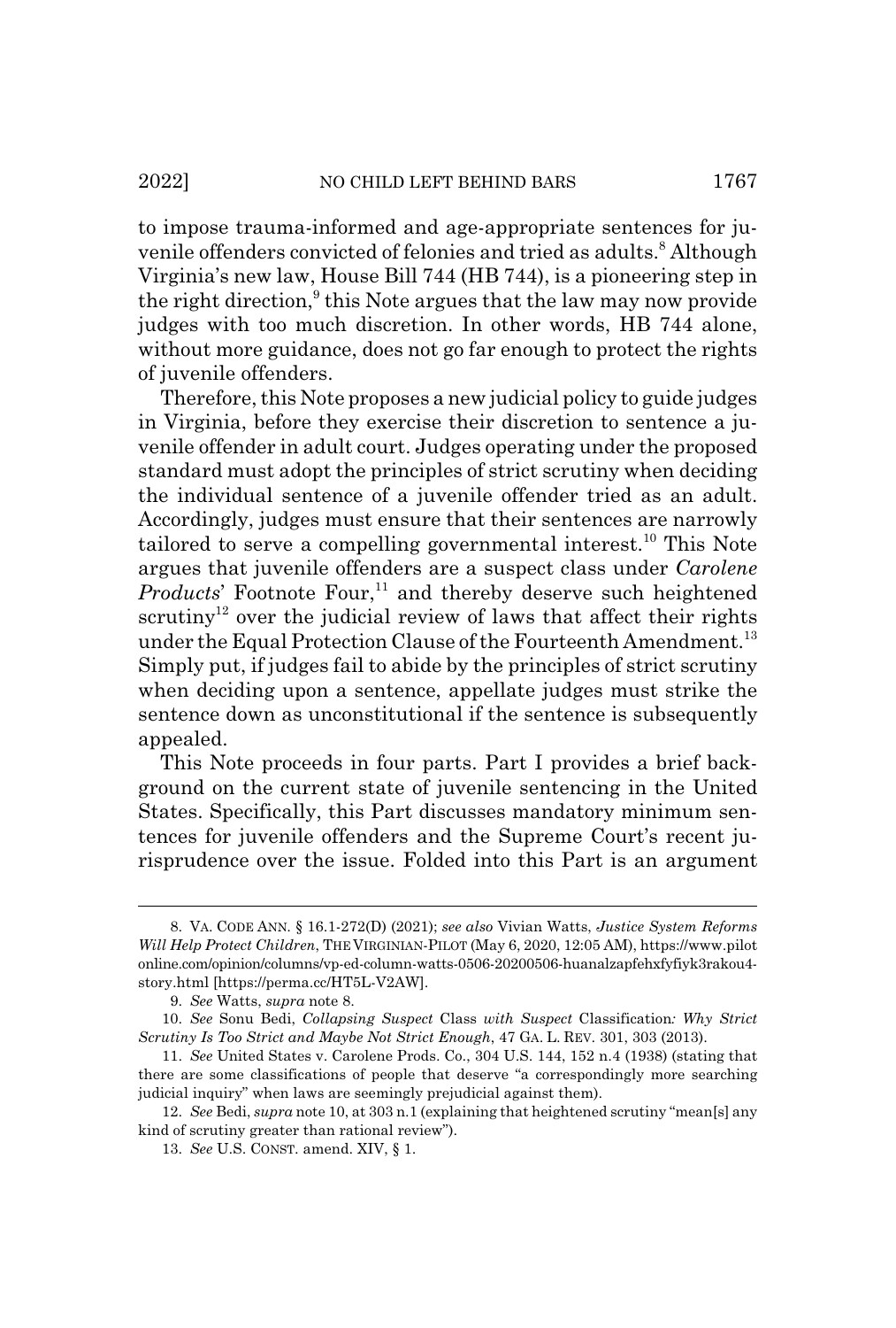to impose trauma-informed and age-appropriate sentences for juvenile offenders convicted of felonies and tried as adults.[8] Although Virginia's new law, House Bill 744 (HB 744), is a pioneering step in the right direction,[9] this Note argues that the law may now provide judges with too much discretion. In other words, HB 744 alone, without more guidance, does not go far enough to protect the rights of juvenile offenders.

Therefore, this Note proposes a new judicial policy to guide judges in Virginia, before they exercise their discretion to sentence a juvenile offender in adult court. Judges operating under the proposed standard must adopt the principles of strict scrutiny when deciding the individual sentence of a juvenile offender tried as an adult. Accordingly, judges must ensure that their sentences are narrowly tailored to serve a compelling governmental interest.[10] This Note argues that juvenile offenders are a suspect class under *Carolene Products*' Footnote Four,[11] and thereby deserve such heightened scrutiny[12] over the judicial review of laws that affect their rights under the Equal Protection Clause of the Fourteenth Amendment.[13] Simply put, if judges fail to abide by the principles of strict scrutiny when deciding upon a sentence, appellate judges must strike the sentence down as unconstitutional if the sentence is subsequently appealed.

This Note proceeds in four parts. Part I provides a brief background on the current state of juvenile sentencing in the United States. Specifically, this Part discusses mandatory minimum sentences for juvenile offenders and the Supreme Court's recent jurisprudence over the issue. Folded into this Part is an argument

---

8. VA. CODE ANN. § 16.1-272(D) (2021); *see also* Vivian Watts, *Justice System Reforms Will Help Protect Children*, THE VIRGINIAN-PILOT (May 6, 2020, 12:05 AM), https://www.pilotonline.com/opinion/columns/vp-ed-column-watts-0506-20200506-huanalzapfehxfyfiyk3rakou4-story.html [https://perma.cc/HT5L-V2AW].

9. *See* Watts, *supra* note 8.

10. *See* Sonu Bedi, *Collapsing Suspect* Class *with Suspect* Classification*: Why Strict Scrutiny Is Too Strict and Maybe Not Strict Enough*, 47 GA. L. REV. 301, 303 (2013).

11. *See* United States v. Carolene Prods. Co., 304 U.S. 144, 152 n.4 (1938) (stating that there are some classifications of people that deserve "a correspondingly more searching judicial inquiry" when laws are seemingly prejudicial against them).

12. *See* Bedi, *supra* note 10, at 303 n.1 (explaining that heightened scrutiny "mean[s] any kind of scrutiny greater than rational review").

13. *See* U.S. CONST. amend. XIV, § 1.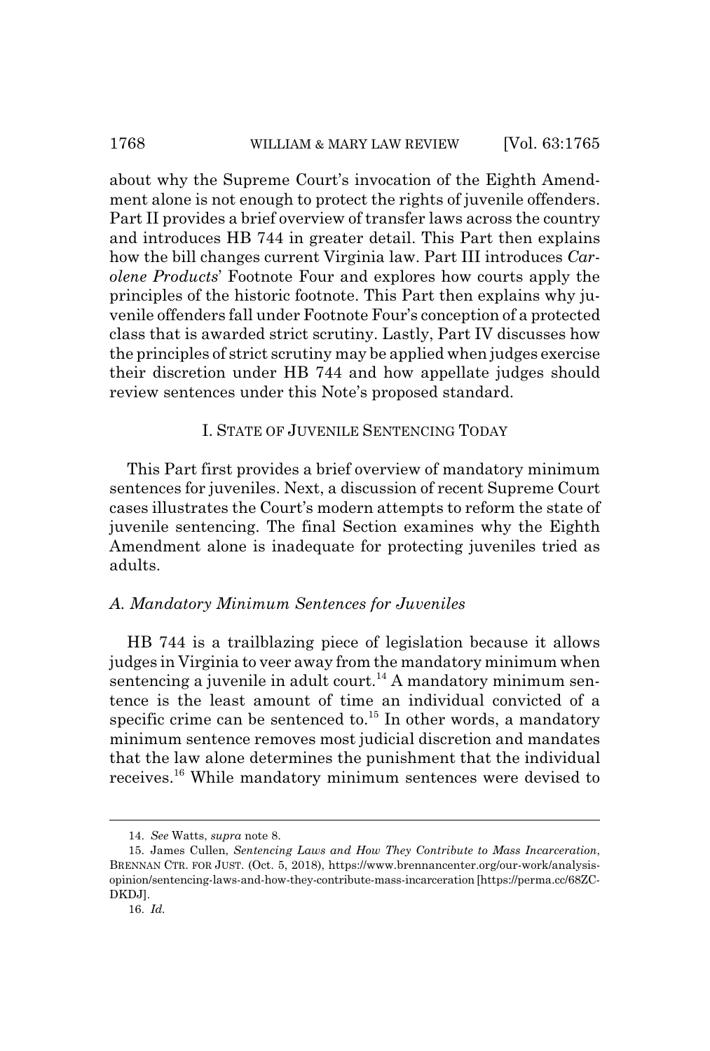about why the Supreme Court's invocation of the Eighth Amendment alone is not enough to protect the rights of juvenile offenders. Part II provides a brief overview of transfer laws across the country and introduces HB 744 in greater detail. This Part then explains how the bill changes current Virginia law. Part III introduces *Carolene Products*' Footnote Four and explores how courts apply the principles of the historic footnote. This Part then explains why juvenile offenders fall under Footnote Four's conception of a protected class that is awarded strict scrutiny. Lastly, Part IV discusses how the principles of strict scrutiny may be applied when judges exercise their discretion under HB 744 and how appellate judges should review sentences under this Note's proposed standard.

## I. STATE OF JUVENILE SENTENCING TODAY

This Part first provides a brief overview of mandatory minimum sentences for juveniles. Next, a discussion of recent Supreme Court cases illustrates the Court's modern attempts to reform the state of juvenile sentencing. The final Section examines why the Eighth Amendment alone is inadequate for protecting juveniles tried as adults.

### *A. Mandatory Minimum Sentences for Juveniles*

HB 744 is a trailblazing piece of legislation because it allows judges in Virginia to veer away from the mandatory minimum when sentencing a juvenile in adult court.[14] A mandatory minimum sentence is the least amount of time an individual convicted of a specific crime can be sentenced to.[15] In other words, a mandatory minimum sentence removes most judicial discretion and mandates that the law alone determines the punishment that the individual receives.[16] While mandatory minimum sentences were devised to

---

14. *See* Watts, *supra* note 8.

15. James Cullen, *Sentencing Laws and How They Contribute to Mass Incarceration*, BRENNAN CTR. FOR JUST. (Oct. 5, 2018), https://www.brennancenter.org/our-work/analysis-opinion/sentencing-laws-and-how-they-contribute-mass-incarceration [https://perma.cc/68ZC-DKDJ].

16. *Id.*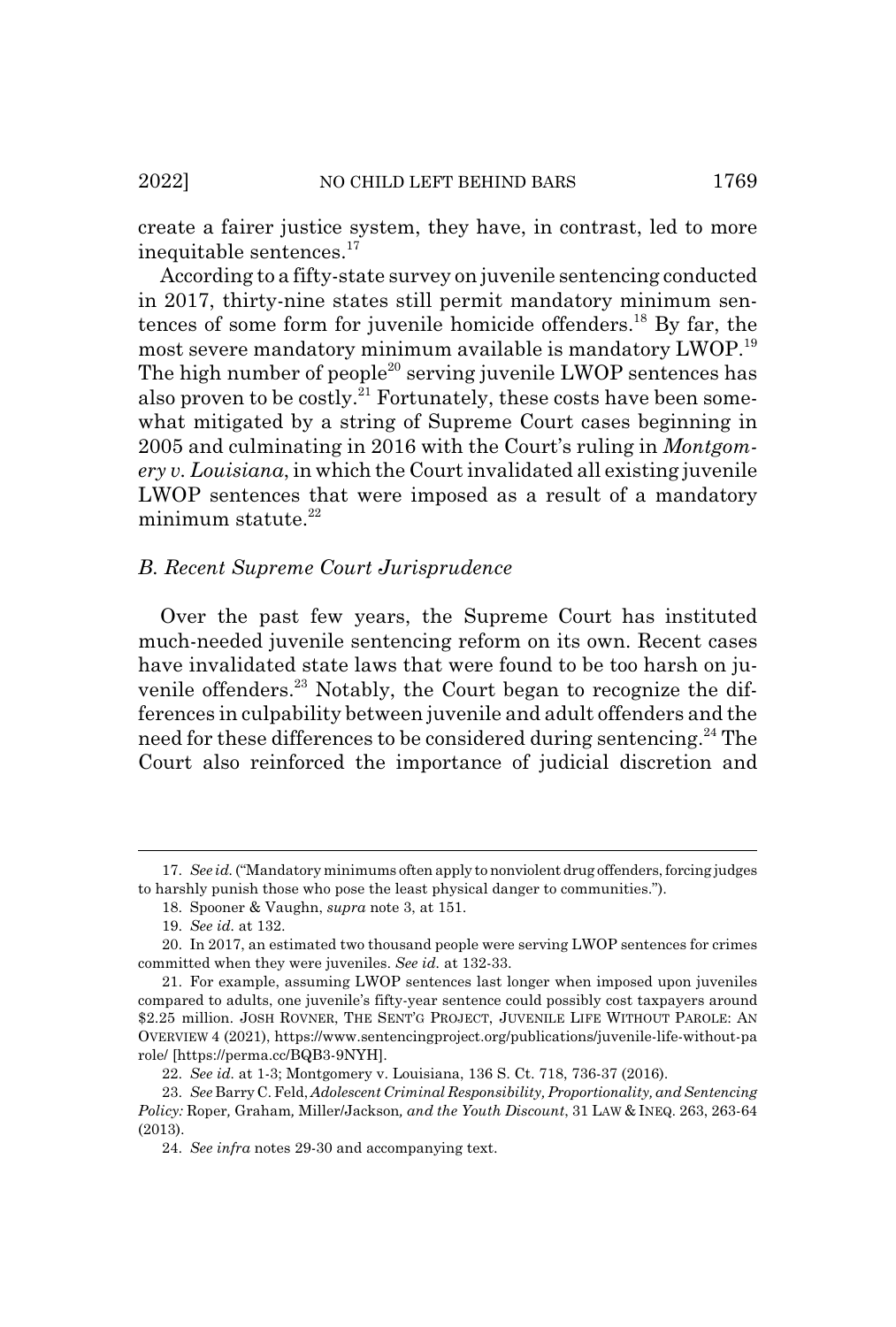create a fairer justice system, they have, in contrast, led to more inequitable sentences.[17]

According to a fifty-state survey on juvenile sentencing conducted in 2017, thirty-nine states still permit mandatory minimum sentences of some form for juvenile homicide offenders.[18] By far, the most severe mandatory minimum available is mandatory LWOP.[19] The high number of people[20] serving juvenile LWOP sentences has also proven to be costly.[21] Fortunately, these costs have been somewhat mitigated by a string of Supreme Court cases beginning in 2005 and culminating in 2016 with the Court's ruling in *Montgomery v. Louisiana*, in which the Court invalidated all existing juvenile LWOP sentences that were imposed as a result of a mandatory minimum statute.[22]

### *B. Recent Supreme Court Jurisprudence*

Over the past few years, the Supreme Court has instituted much-needed juvenile sentencing reform on its own. Recent cases have invalidated state laws that were found to be too harsh on juvenile offenders.[23] Notably, the Court began to recognize the differences in culpability between juvenile and adult offenders and the need for these differences to be considered during sentencing.[24] The Court also reinforced the importance of judicial discretion and

---

17. *See id.* ("Mandatory minimums often apply to nonviolent drug offenders, forcing judges to harshly punish those who pose the least physical danger to communities.").

18. Spooner & Vaughn, *supra* note 3, at 151.

19. *See id.* at 132.

20. In 2017, an estimated two thousand people were serving LWOP sentences for crimes committed when they were juveniles. *See id.* at 132-33.

21. For example, assuming LWOP sentences last longer when imposed upon juveniles compared to adults, one juvenile's fifty-year sentence could possibly cost taxpayers around $2.25 million. JOSH ROVNER, THE SENT'G PROJECT, JUVENILE LIFE WITHOUT PAROLE: AN OVERVIEW 4 (2021), https://www.sentencingproject.org/publications/juvenile-life-without-parole/ [https://perma.cc/BQB3-9NYH].

22. *See id.* at 1-3; Montgomery v. Louisiana, 136 S. Ct. 718, 736-37 (2016).

23. *See* Barry C. Feld, *Adolescent Criminal Responsibility, Proportionality, and Sentencing Policy:* Roper*,* Graham*,* Miller/Jackson*, and the Youth Discount*, 31 LAW & INEQ. 263, 263-64 (2013).

24. *See infra* notes 29-30 and accompanying text.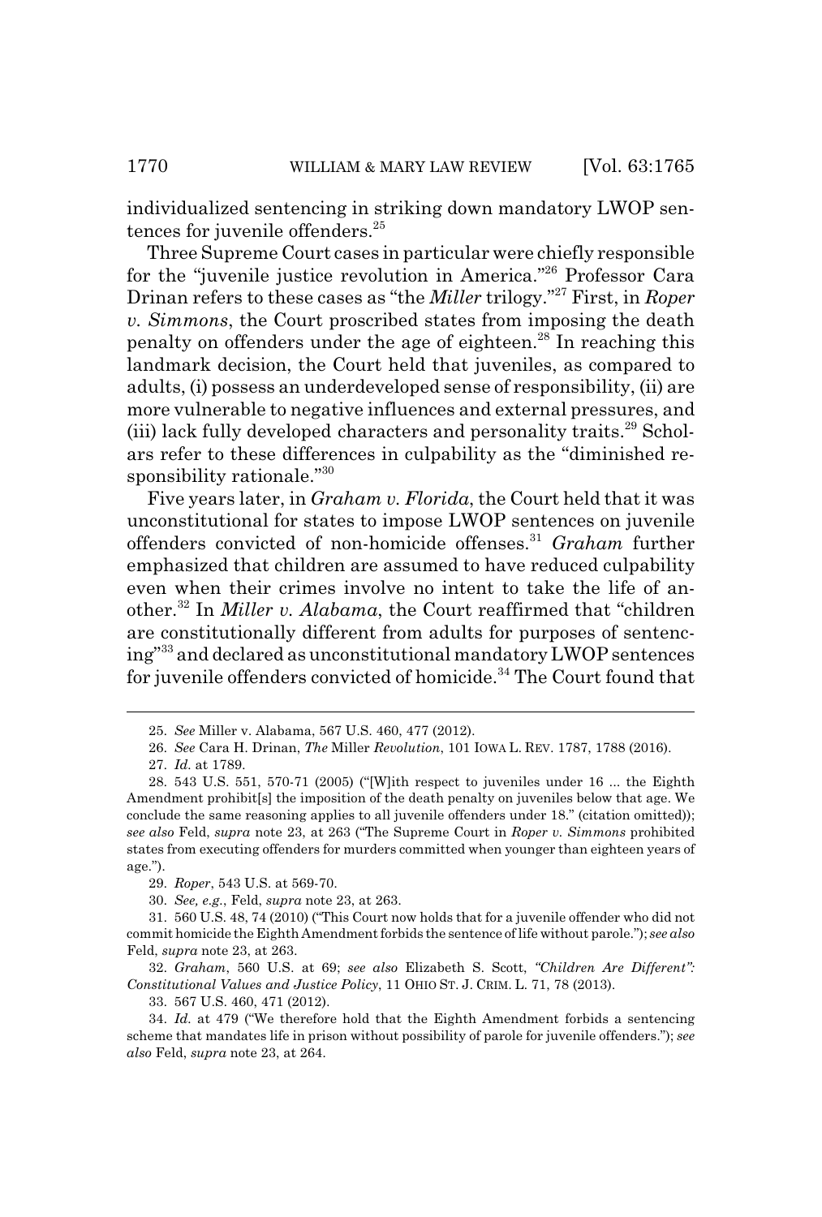individualized sentencing in striking down mandatory LWOP sentences for juvenile offenders.[25]

Three Supreme Court cases in particular were chiefly responsible for the "juvenile justice revolution in America."[26] Professor Cara Drinan refers to these cases as "the *Miller* trilogy."[27] First, in *Roper v. Simmons*, the Court proscribed states from imposing the death penalty on offenders under the age of eighteen.[28] In reaching this landmark decision, the Court held that juveniles, as compared to adults, (i) possess an underdeveloped sense of responsibility, (ii) are more vulnerable to negative influences and external pressures, and (iii) lack fully developed characters and personality traits.[29] Scholars refer to these differences in culpability as the "diminished responsibility rationale."[30]

Five years later, in *Graham v. Florida*, the Court held that it was unconstitutional for states to impose LWOP sentences on juvenile offenders convicted of non-homicide offenses.[31] *Graham* further emphasized that children are assumed to have reduced culpability even when their crimes involve no intent to take the life of another.[32] In *Miller v. Alabama*, the Court reaffirmed that "children are constitutionally different from adults for purposes of sentencing"[33] and declared as unconstitutional mandatory LWOP sentences for juvenile offenders convicted of homicide.[34] The Court found that

---

25. *See* Miller v. Alabama, 567 U.S. 460, 477 (2012).

26. *See* Cara H. Drinan, *The* Miller *Revolution*, 101 IOWA L. REV. 1787, 1788 (2016).

27. *Id.* at 1789.

28. 543 U.S. 551, 570-71 (2005) ("[W]ith respect to juveniles under 16 ... the Eighth Amendment prohibit[s] the imposition of the death penalty on juveniles below that age. We conclude the same reasoning applies to all juvenile offenders under 18." (citation omitted)); *see also* Feld, *supra* note 23, at 263 ("The Supreme Court in *Roper v. Simmons* prohibited states from executing offenders for murders committed when younger than eighteen years of age.").

29. *Roper*, 543 U.S. at 569-70.

30. *See, e.g.*, Feld, *supra* note 23, at 263.

31. 560 U.S. 48, 74 (2010) ("This Court now holds that for a juvenile offender who did not commit homicide the Eighth Amendment forbids the sentence of life without parole."); *see also* Feld, *supra* note 23, at 263.

32. *Graham*, 560 U.S. at 69; *see also* Elizabeth S. Scott, *"Children Are Different": Constitutional Values and Justice Policy*, 11 OHIO ST. J. CRIM. L. 71, 78 (2013).

33. 567 U.S. 460, 471 (2012).

34. *Id.* at 479 ("We therefore hold that the Eighth Amendment forbids a sentencing scheme that mandates life in prison without possibility of parole for juvenile offenders."); *see also* Feld, *supra* note 23, at 264.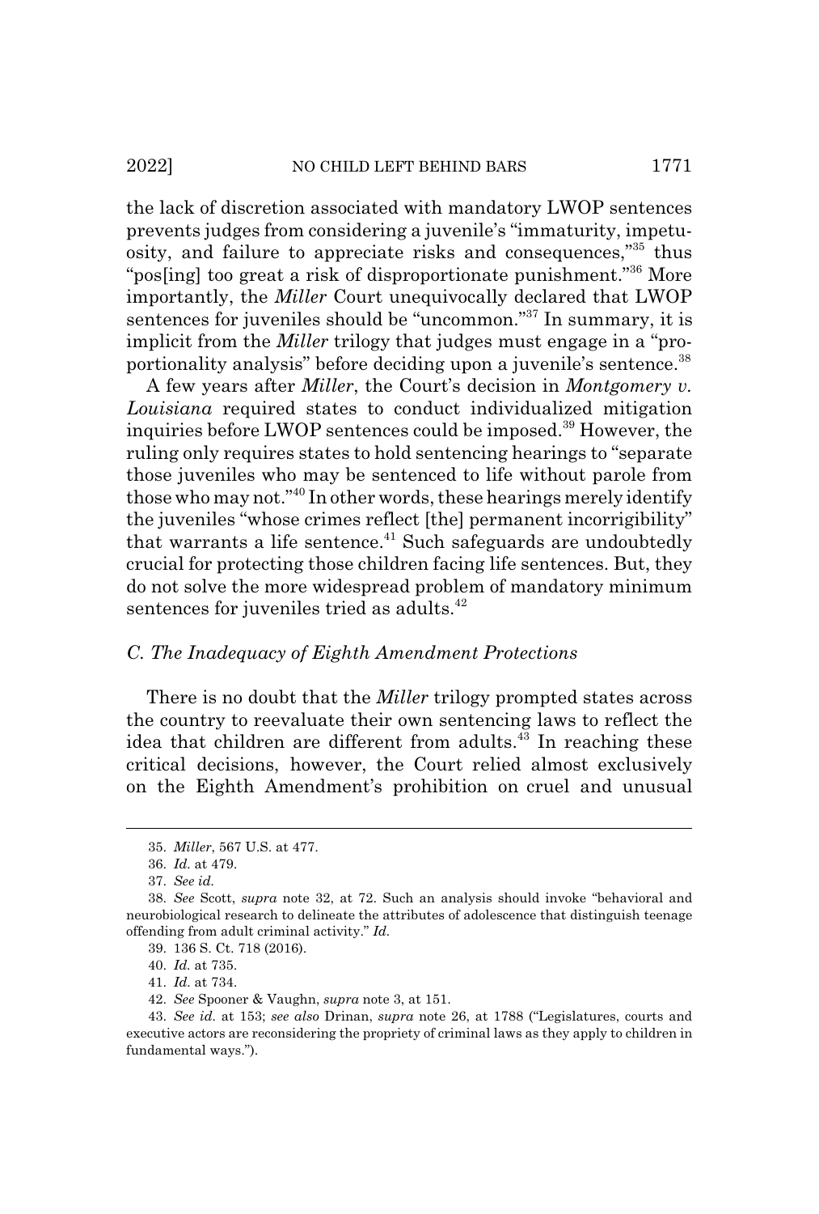the lack of discretion associated with mandatory LWOP sentences prevents judges from considering a juvenile's "immaturity, impetuosity, and failure to appreciate risks and consequences,"[35] thus "pos[ing] too great a risk of disproportionate punishment."[36] More importantly, the *Miller* Court unequivocally declared that LWOP sentences for juveniles should be "uncommon."[37] In summary, it is implicit from the *Miller* trilogy that judges must engage in a "proportionality analysis" before deciding upon a juvenile's sentence.[38]

A few years after *Miller*, the Court's decision in *Montgomery v. Louisiana* required states to conduct individualized mitigation inquiries before LWOP sentences could be imposed.[39] However, the ruling only requires states to hold sentencing hearings to "separate those juveniles who may be sentenced to life without parole from those who may not."[40] In other words, these hearings merely identify the juveniles "whose crimes reflect [the] permanent incorrigibility" that warrants a life sentence.[41] Such safeguards are undoubtedly crucial for protecting those children facing life sentences. But, they do not solve the more widespread problem of mandatory minimum sentences for juveniles tried as adults.[42]

### *C. The Inadequacy of Eighth Amendment Protections*

There is no doubt that the *Miller* trilogy prompted states across the country to reevaluate their own sentencing laws to reflect the idea that children are different from adults.[43] In reaching these critical decisions, however, the Court relied almost exclusively on the Eighth Amendment's prohibition on cruel and unusual

---

35. *Miller*, 567 U.S. at 477.

36. *Id.* at 479.

37. *See id.*

38. *See* Scott, *supra* note 32, at 72. Such an analysis should invoke "behavioral and neurobiological research to delineate the attributes of adolescence that distinguish teenage offending from adult criminal activity." *Id.*

39. 136 S. Ct. 718 (2016).

40. *Id.* at 735.

41. *Id.* at 734.

42. *See* Spooner & Vaughn, *supra* note 3, at 151.

43. *See id.* at 153; *see also* Drinan, *supra* note 26, at 1788 ("Legislatures, courts and executive actors are reconsidering the propriety of criminal laws as they apply to children in fundamental ways.").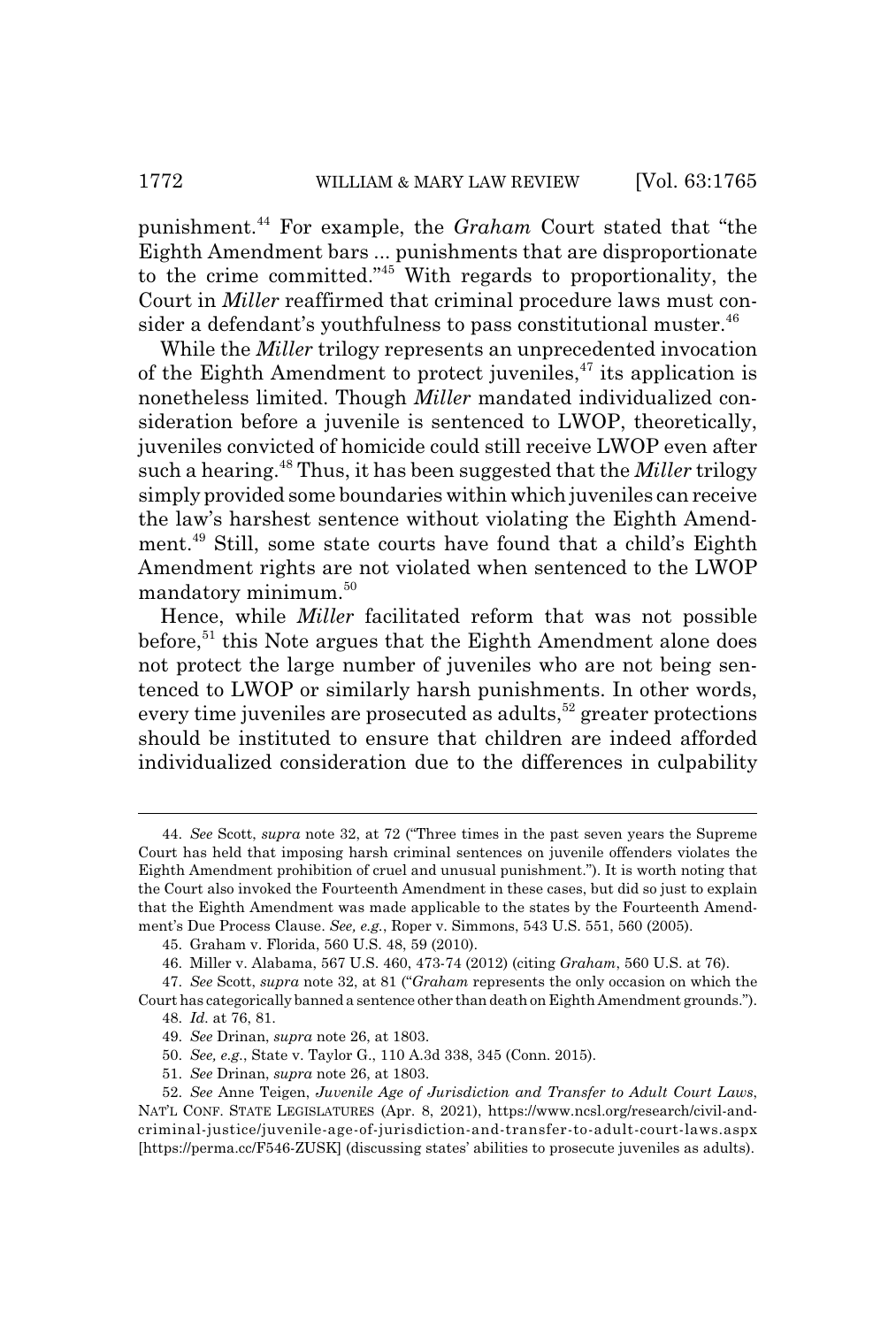punishment.[44] For example, the *Graham* Court stated that "the Eighth Amendment bars ... punishments that are disproportionate to the crime committed."[45] With regards to proportionality, the Court in *Miller* reaffirmed that criminal procedure laws must consider a defendant's youthfulness to pass constitutional muster.[46]

While the *Miller* trilogy represents an unprecedented invocation of the Eighth Amendment to protect juveniles,[47] its application is nonetheless limited. Though *Miller* mandated individualized consideration before a juvenile is sentenced to LWOP, theoretically, juveniles convicted of homicide could still receive LWOP even after such a hearing.[48] Thus, it has been suggested that the *Miller* trilogy simply provided some boundaries within which juveniles can receive the law's harshest sentence without violating the Eighth Amendment.[49] Still, some state courts have found that a child's Eighth Amendment rights are not violated when sentenced to the LWOP mandatory minimum.[50]

Hence, while *Miller* facilitated reform that was not possible before,[51] this Note argues that the Eighth Amendment alone does not protect the large number of juveniles who are not being sentenced to LWOP or similarly harsh punishments. In other words, every time juveniles are prosecuted as adults,[52] greater protections should be instituted to ensure that children are indeed afforded individualized consideration due to the differences in culpability

---

44. *See* Scott, *supra* note 32, at 72 ("Three times in the past seven years the Supreme Court has held that imposing harsh criminal sentences on juvenile offenders violates the Eighth Amendment prohibition of cruel and unusual punishment."). It is worth noting that the Court also invoked the Fourteenth Amendment in these cases, but did so just to explain that the Eighth Amendment was made applicable to the states by the Fourteenth Amendment's Due Process Clause. *See, e.g.*, Roper v. Simmons, 543 U.S. 551, 560 (2005).

45. Graham v. Florida, 560 U.S. 48, 59 (2010).

46. Miller v. Alabama, 567 U.S. 460, 473-74 (2012) (citing *Graham*, 560 U.S. at 76).

47. *See* Scott, *supra* note 32, at 81 ("*Graham* represents the only occasion on which the Court has categorically banned a sentence other than death on Eighth Amendment grounds.").

48. *Id.* at 76, 81.

49. *See* Drinan, *supra* note 26, at 1803.

50. *See, e.g.*, State v. Taylor G., 110 A.3d 338, 345 (Conn. 2015).

51. *See* Drinan, *supra* note 26, at 1803.

52. *See* Anne Teigen, *Juvenile Age of Jurisdiction and Transfer to Adult Court Laws*, NAT'L CONF. STATE LEGISLATURES (Apr. 8, 2021), https://www.ncsl.org/research/civil-and-criminal-justice/juvenile-age-of-jurisdiction-and-transfer-to-adult-court-laws.aspx [https://perma.cc/F546-ZUSK] (discussing states' abilities to prosecute juveniles as adults).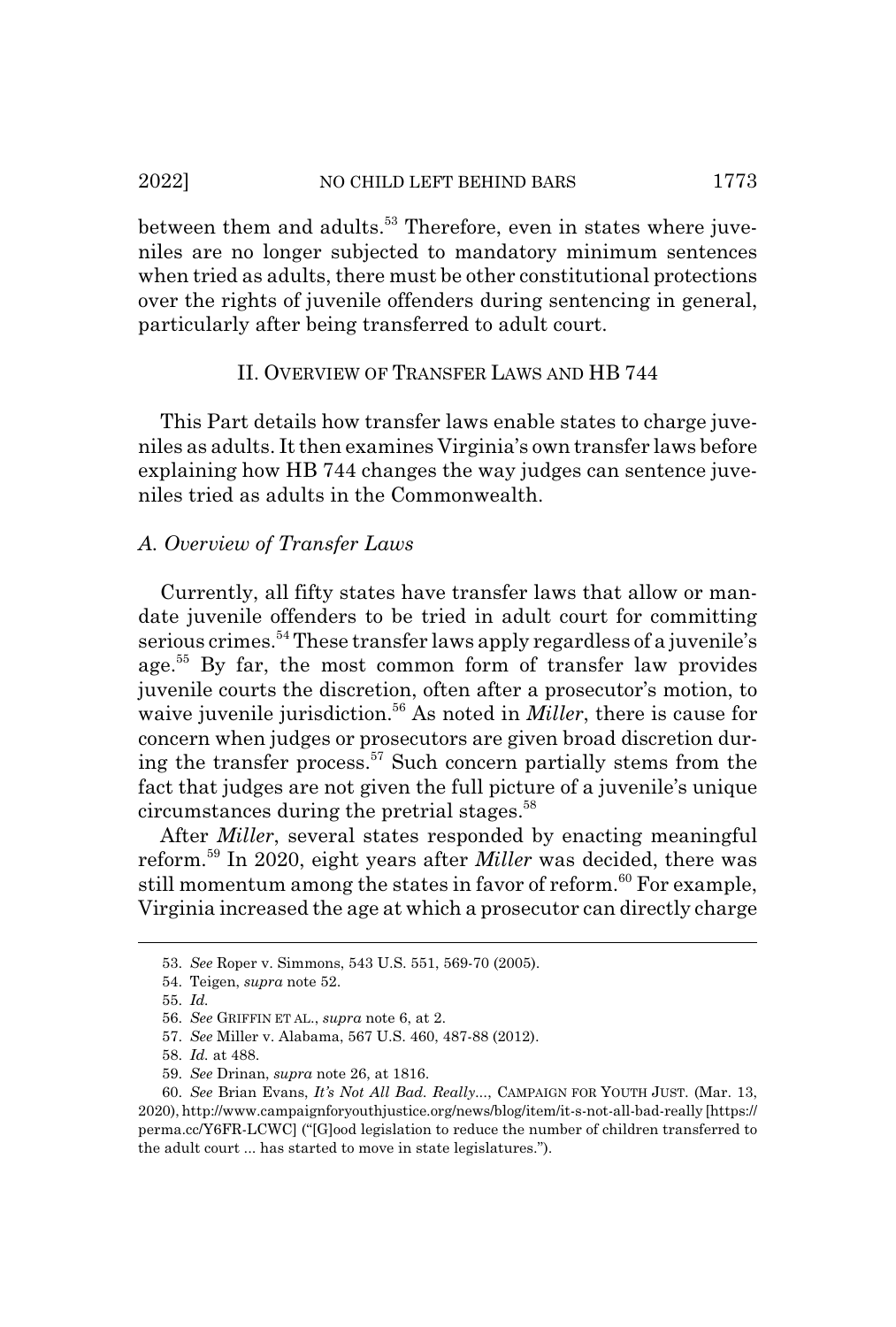between them and adults.[53] Therefore, even in states where juveniles are no longer subjected to mandatory minimum sentences when tried as adults, there must be other constitutional protections over the rights of juvenile offenders during sentencing in general, particularly after being transferred to adult court.

## II. Overview of Transfer Laws and HB 744

This Part details how transfer laws enable states to charge juveniles as adults. It then examines Virginia's own transfer laws before explaining how HB 744 changes the way judges can sentence juveniles tried as adults in the Commonwealth.

### *A. Overview of Transfer Laws*

Currently, all fifty states have transfer laws that allow or mandate juvenile offenders to be tried in adult court for committing serious crimes.[54] These transfer laws apply regardless of a juvenile's age.[55] By far, the most common form of transfer law provides juvenile courts the discretion, often after a prosecutor's motion, to waive juvenile jurisdiction.[56] As noted in *Miller*, there is cause for concern when judges or prosecutors are given broad discretion during the transfer process.[57] Such concern partially stems from the fact that judges are not given the full picture of a juvenile's unique circumstances during the pretrial stages.[58]

After *Miller*, several states responded by enacting meaningful reform.[59] In 2020, eight years after *Miller* was decided, there was still momentum among the states in favor of reform.[60] For example, Virginia increased the age at which a prosecutor can directly charge

---

53. *See* Roper v. Simmons, 543 U.S. 551, 569-70 (2005).

54. Teigen, *supra* note 52.

55. *Id.*

56. *See* GRIFFIN ET AL., *supra* note 6, at 2.

57. *See* Miller v. Alabama, 567 U.S. 460, 487-88 (2012).

58. *Id.* at 488.

59. *See* Drinan, *supra* note 26, at 1816.

60. *See* Brian Evans, *It's Not All Bad. Really...*, CAMPAIGN FOR YOUTH JUST. (Mar. 13, 2020), http://www.campaignforyouthjustice.org/news/blog/item/it-s-not-all-bad-really [https://perma.cc/Y6FR-LCWC] ("[G]ood legislation to reduce the number of children transferred to the adult court ... has started to move in state legislatures.").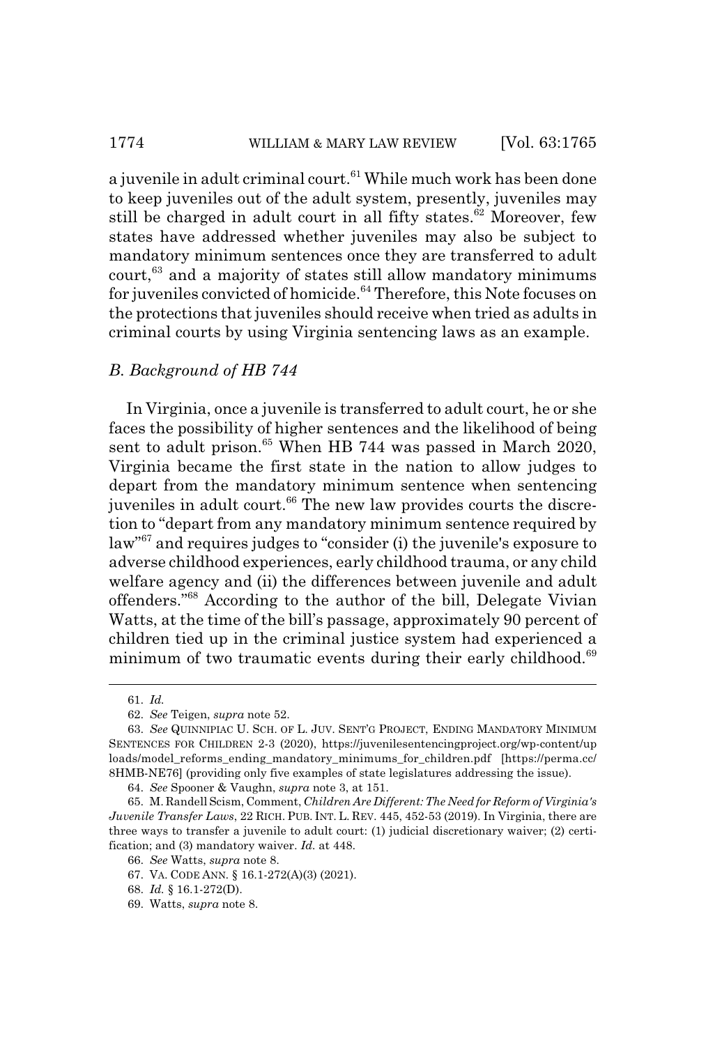a juvenile in adult criminal court.[61] While much work has been done to keep juveniles out of the adult system, presently, juveniles may still be charged in adult court in all fifty states.[62] Moreover, few states have addressed whether juveniles may also be subject to mandatory minimum sentences once they are transferred to adult court,[63] and a majority of states still allow mandatory minimums for juveniles convicted of homicide.[64] Therefore, this Note focuses on the protections that juveniles should receive when tried as adults in criminal courts by using Virginia sentencing laws as an example.

### *B. Background of HB 744*

In Virginia, once a juvenile is transferred to adult court, he or she faces the possibility of higher sentences and the likelihood of being sent to adult prison.[65] When HB 744 was passed in March 2020, Virginia became the first state in the nation to allow judges to depart from the mandatory minimum sentence when sentencing juveniles in adult court.[66] The new law provides courts the discretion to "depart from any mandatory minimum sentence required by law"[67] and requires judges to "consider (i) the juvenile's exposure to adverse childhood experiences, early childhood trauma, or any child welfare agency and (ii) the differences between juvenile and adult offenders."[68] According to the author of the bill, Delegate Vivian Watts, at the time of the bill's passage, approximately 90 percent of children tied up in the criminal justice system had experienced a minimum of two traumatic events during their early childhood.[69]

---

61. *Id.*

62. *See* Teigen, *supra* note 52.

63. *See* QUINNIPIAC U. SCH. OF L. JUV. SENT'G PROJECT, ENDING MANDATORY MINIMUM SENTENCES FOR CHILDREN 2-3 (2020), https://juvenilesentencingproject.org/wp-content/uploads/model_reforms_ending_mandatory_minimums_for_children.pdf [https://perma.cc/8HMB-NE76] (providing only five examples of state legislatures addressing the issue).

64. *See* Spooner & Vaughn, *supra* note 3, at 151.

65. M. Randell Scism, Comment, *Children Are Different: The Need for Reform of Virginia's Juvenile Transfer Laws*, 22 RICH. PUB. INT. L. REV. 445, 452-53 (2019). In Virginia, there are three ways to transfer a juvenile to adult court: (1) judicial discretionary waiver; (2) certification; and (3) mandatory waiver. *Id.* at 448.

66. *See* Watts, *supra* note 8.

67. VA. CODE ANN. § 16.1-272(A)(3) (2021).

68. *Id.* § 16.1-272(D).

69. Watts, *supra* note 8.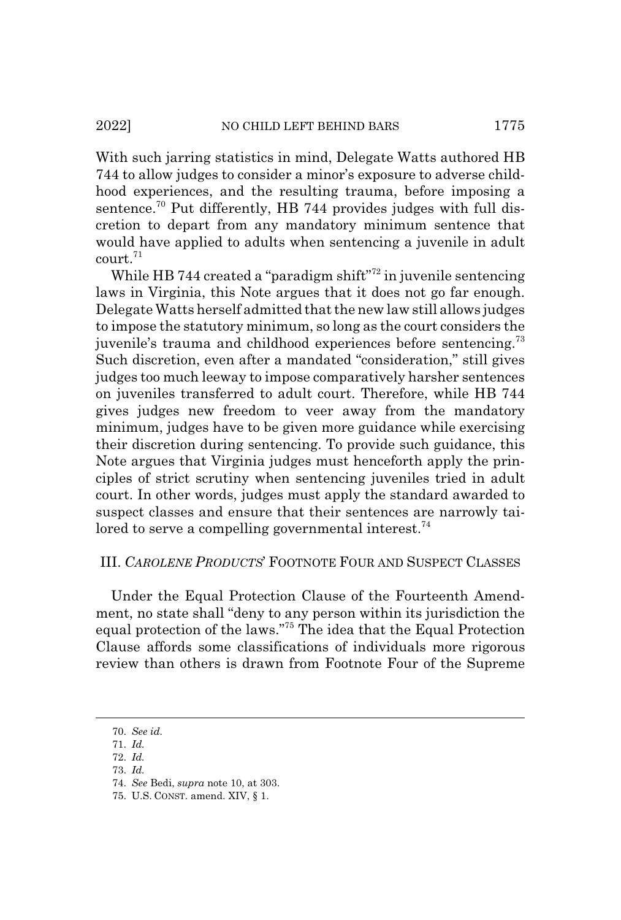With such jarring statistics in mind, Delegate Watts authored HB 744 to allow judges to consider a minor's exposure to adverse childhood experiences, and the resulting trauma, before imposing a sentence.[70] Put differently, HB 744 provides judges with full discretion to depart from any mandatory minimum sentence that would have applied to adults when sentencing a juvenile in adult court.[71]

While HB 744 created a "paradigm shift"[72] in juvenile sentencing laws in Virginia, this Note argues that it does not go far enough. Delegate Watts herself admitted that the new law still allows judges to impose the statutory minimum, so long as the court considers the juvenile's trauma and childhood experiences before sentencing.[73] Such discretion, even after a mandated "consideration," still gives judges too much leeway to impose comparatively harsher sentences on juveniles transferred to adult court. Therefore, while HB 744 gives judges new freedom to veer away from the mandatory minimum, judges have to be given more guidance while exercising their discretion during sentencing. To provide such guidance, this Note argues that Virginia judges must henceforth apply the principles of strict scrutiny when sentencing juveniles tried in adult court. In other words, judges must apply the standard awarded to suspect classes and ensure that their sentences are narrowly tailored to serve a compelling governmental interest.[74]

## III. *CAROLENE PRODUCTS*' FOOTNOTE FOUR AND SUSPECT CLASSES

Under the Equal Protection Clause of the Fourteenth Amendment, no state shall "deny to any person within its jurisdiction the equal protection of the laws."[75] The idea that the Equal Protection Clause affords some classifications of individuals more rigorous review than others is drawn from Footnote Four of the Supreme

---

70. *See id.*
71. *Id.*
72. *Id.*
73. *Id.*
74. *See* Bedi, *supra* note 10, at 303.
75. U.S. CONST. amend. XIV, § 1.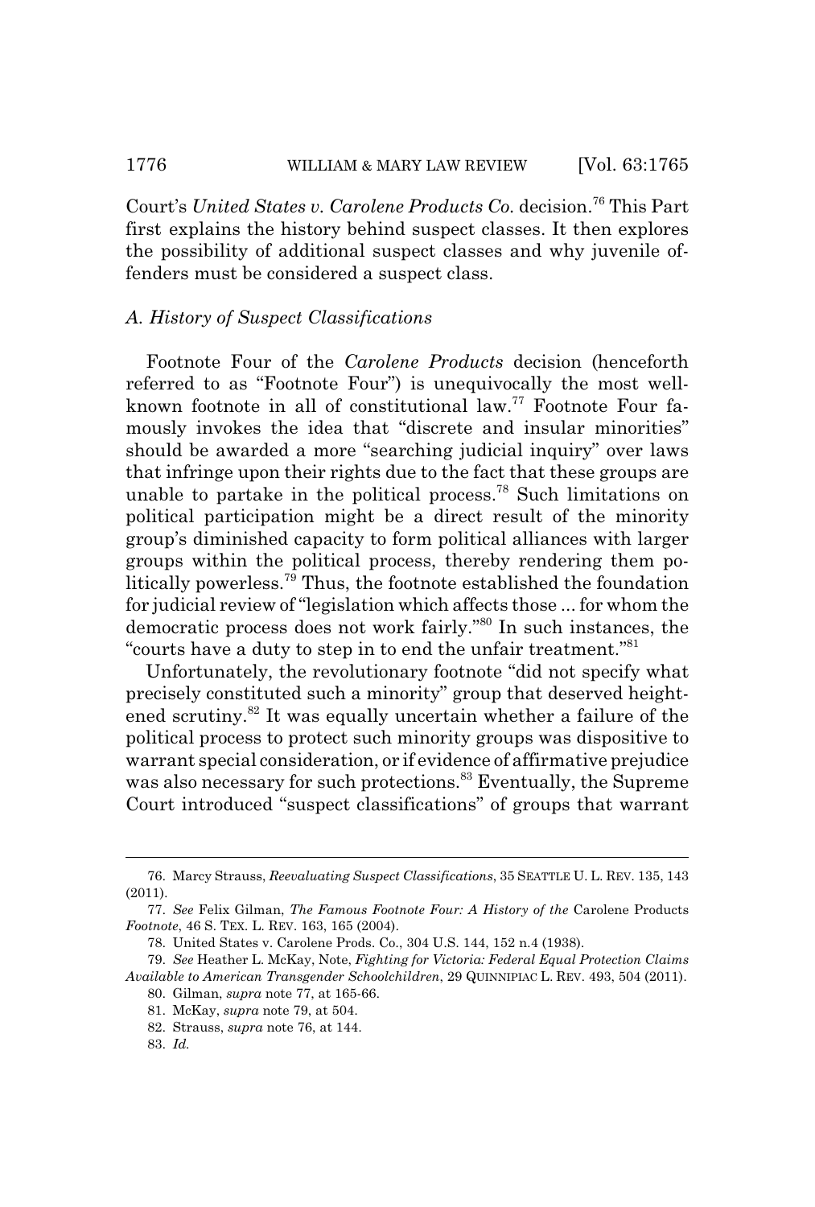Court's *United States v. Carolene Products Co.* decision.[76] This Part first explains the history behind suspect classes. It then explores the possibility of additional suspect classes and why juvenile offenders must be considered a suspect class.

### *A. History of Suspect Classifications*

Footnote Four of the *Carolene Products* decision (henceforth referred to as "Footnote Four") is unequivocally the most well-known footnote in all of constitutional law.[77] Footnote Four famously invokes the idea that "discrete and insular minorities" should be awarded a more "searching judicial inquiry" over laws that infringe upon their rights due to the fact that these groups are unable to partake in the political process.[78] Such limitations on political participation might be a direct result of the minority group's diminished capacity to form political alliances with larger groups within the political process, thereby rendering them politically powerless.[79] Thus, the footnote established the foundation for judicial review of "legislation which affects those ... for whom the democratic process does not work fairly."[80] In such instances, the "courts have a duty to step in to end the unfair treatment."[81]

Unfortunately, the revolutionary footnote "did not specify what precisely constituted such a minority" group that deserved heightened scrutiny.[82] It was equally uncertain whether a failure of the political process to protect such minority groups was dispositive to warrant special consideration, or if evidence of affirmative prejudice was also necessary for such protections.[83] Eventually, the Supreme Court introduced "suspect classifications" of groups that warrant

---

76. Marcy Strauss, *Reevaluating Suspect Classifications*, 35 SEATTLE U. L. REV. 135, 143 (2011).

77. *See* Felix Gilman, *The Famous Footnote Four: A History of the* Carolene Products *Footnote*, 46 S. TEX. L. REV. 163, 165 (2004).

78. United States v. Carolene Prods. Co., 304 U.S. 144, 152 n.4 (1938).

79. *See* Heather L. McKay, Note, *Fighting for Victoria: Federal Equal Protection Claims Available to American Transgender Schoolchildren*, 29 QUINNIPIAC L. REV. 493, 504 (2011).

80. Gilman, *supra* note 77, at 165-66.

81. McKay, *supra* note 79, at 504.

82. Strauss, *supra* note 76, at 144.

83. *Id.*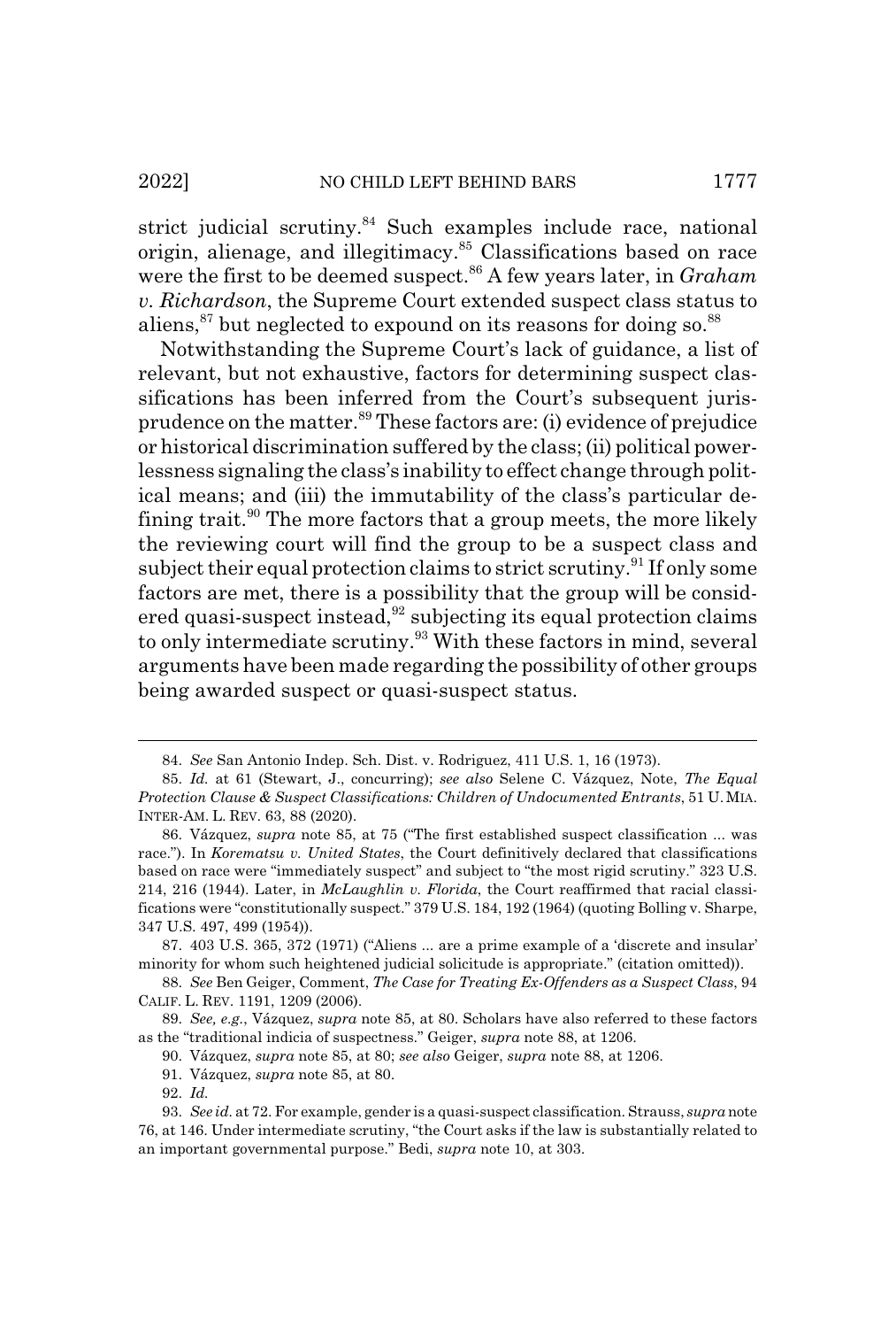strict judicial scrutiny.[84] Such examples include race, national origin, alienage, and illegitimacy.[85] Classifications based on race were the first to be deemed suspect.[86] A few years later, in *Graham v. Richardson*, the Supreme Court extended suspect class status to aliens,[87] but neglected to expound on its reasons for doing so.[88]

Notwithstanding the Supreme Court's lack of guidance, a list of relevant, but not exhaustive, factors for determining suspect classifications has been inferred from the Court's subsequent jurisprudence on the matter.[89] These factors are: (i) evidence of prejudice or historical discrimination suffered by the class; (ii) political powerlessness signaling the class's inability to effect change through political means; and (iii) the immutability of the class's particular defining trait.[90] The more factors that a group meets, the more likely the reviewing court will find the group to be a suspect class and subject their equal protection claims to strict scrutiny.[91] If only some factors are met, there is a possibility that the group will be considered quasi-suspect instead,[92] subjecting its equal protection claims to only intermediate scrutiny.[93] With these factors in mind, several arguments have been made regarding the possibility of other groups being awarded suspect or quasi-suspect status.

---

84. *See* San Antonio Indep. Sch. Dist. v. Rodriguez, 411 U.S. 1, 16 (1973).

85. *Id.* at 61 (Stewart, J., concurring); *see also* Selene C. Vázquez, Note, *The Equal Protection Clause & Suspect Classifications: Children of Undocumented Entrants*, 51 U. MIA. INTER-AM. L. REV. 63, 88 (2020).

86. Vázquez, *supra* note 85, at 75 ("The first established suspect classification ... was race."). In *Korematsu v. United States*, the Court definitively declared that classifications based on race were "immediately suspect" and subject to "the most rigid scrutiny." 323 U.S. 214, 216 (1944). Later, in *McLaughlin v. Florida*, the Court reaffirmed that racial classifications were "constitutionally suspect." 379 U.S. 184, 192 (1964) (quoting Bolling v. Sharpe, 347 U.S. 497, 499 (1954)).

87. 403 U.S. 365, 372 (1971) ("Aliens ... are a prime example of a 'discrete and insular' minority for whom such heightened judicial solicitude is appropriate." (citation omitted)).

88. *See* Ben Geiger, Comment, *The Case for Treating Ex-Offenders as a Suspect Class*, 94 CALIF. L. REV. 1191, 1209 (2006).

89. *See, e.g.*, Vázquez, *supra* note 85, at 80. Scholars have also referred to these factors as the "traditional indicia of suspectness." Geiger, *supra* note 88, at 1206.

90. Vázquez, *supra* note 85, at 80; *see also* Geiger, *supra* note 88, at 1206.

91. Vázquez, *supra* note 85, at 80.

92. *Id.*

93. *See id.* at 72. For example, gender is a quasi-suspect classification. Strauss, *supra* note 76, at 146. Under intermediate scrutiny, "the Court asks if the law is substantially related to an important governmental purpose." Bedi, *supra* note 10, at 303.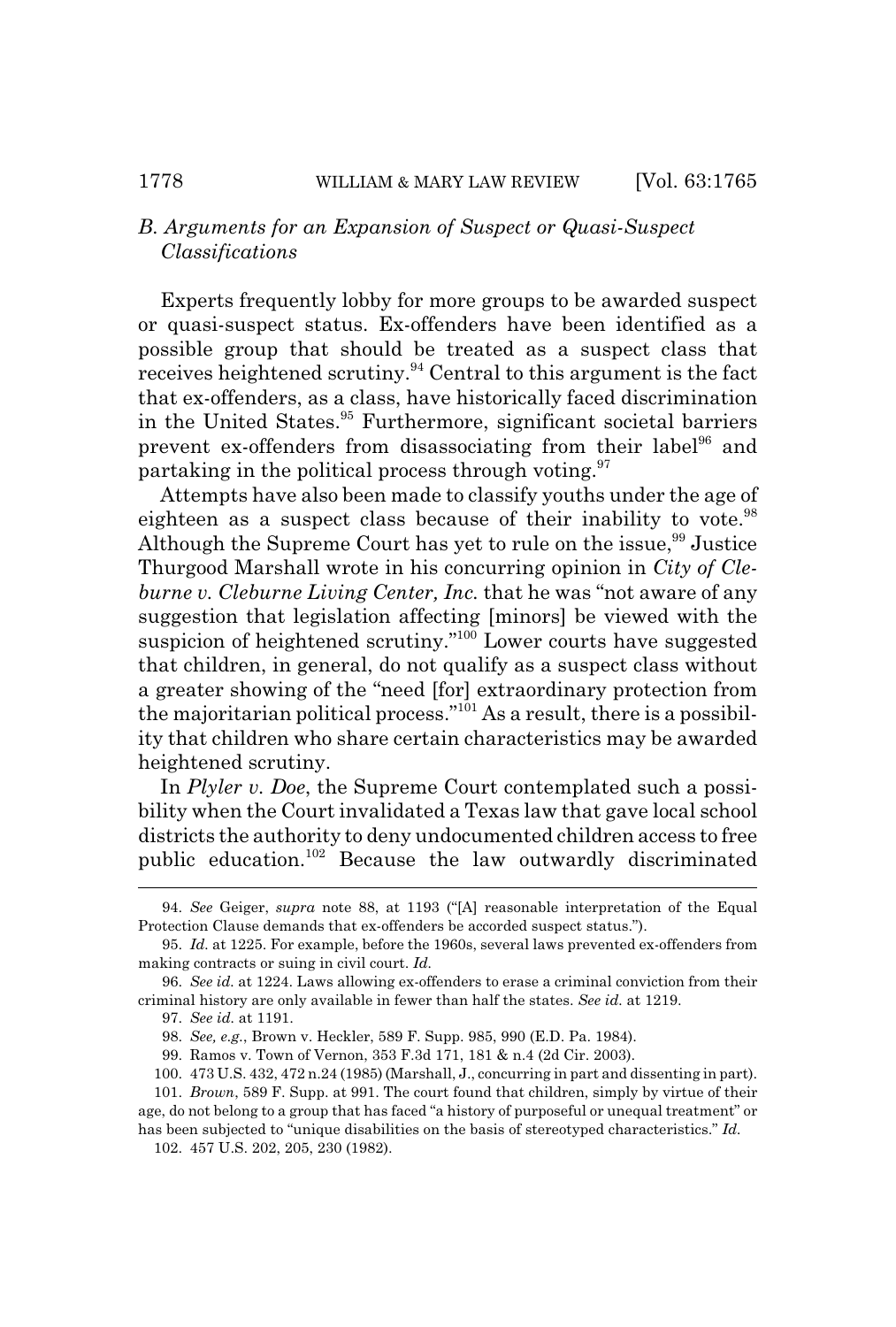### *B. Arguments for an Expansion of Suspect or Quasi-Suspect Classifications*

Experts frequently lobby for more groups to be awarded suspect or quasi-suspect status. Ex-offenders have been identified as a possible group that should be treated as a suspect class that receives heightened scrutiny.[94] Central to this argument is the fact that ex-offenders, as a class, have historically faced discrimination in the United States.[95] Furthermore, significant societal barriers prevent ex-offenders from disassociating from their label[96] and partaking in the political process through voting.[97]

Attempts have also been made to classify youths under the age of eighteen as a suspect class because of their inability to vote.[98] Although the Supreme Court has yet to rule on the issue,[99] Justice Thurgood Marshall wrote in his concurring opinion in *City of Cleburne v. Cleburne Living Center, Inc.* that he was "not aware of any suggestion that legislation affecting [minors] be viewed with the suspicion of heightened scrutiny."[100] Lower courts have suggested that children, in general, do not qualify as a suspect class without a greater showing of the "need [for] extraordinary protection from the majoritarian political process."[101] As a result, there is a possibility that children who share certain characteristics may be awarded heightened scrutiny.

In *Plyler v. Doe*, the Supreme Court contemplated such a possibility when the Court invalidated a Texas law that gave local school districts the authority to deny undocumented children access to free public education.[102] Because the law outwardly discriminated

---

94. *See* Geiger, *supra* note 88, at 1193 ("[A] reasonable interpretation of the Equal Protection Clause demands that ex-offenders be accorded suspect status.").

95. *Id.* at 1225. For example, before the 1960s, several laws prevented ex-offenders from making contracts or suing in civil court. *Id.*

96. *See id.* at 1224. Laws allowing ex-offenders to erase a criminal conviction from their criminal history are only available in fewer than half the states. *See id.* at 1219.

97. *See id.* at 1191.

98. *See, e.g.*, Brown v. Heckler, 589 F. Supp. 985, 990 (E.D. Pa. 1984).

99. Ramos v. Town of Vernon, 353 F.3d 171, 181 & n.4 (2d Cir. 2003).

100. 473 U.S. 432, 472 n.24 (1985) (Marshall, J., concurring in part and dissenting in part).

101. *Brown*, 589 F. Supp. at 991. The court found that children, simply by virtue of their age, do not belong to a group that has faced "a history of purposeful or unequal treatment" or has been subjected to "unique disabilities on the basis of stereotyped characteristics." *Id.*

102. 457 U.S. 202, 205, 230 (1982).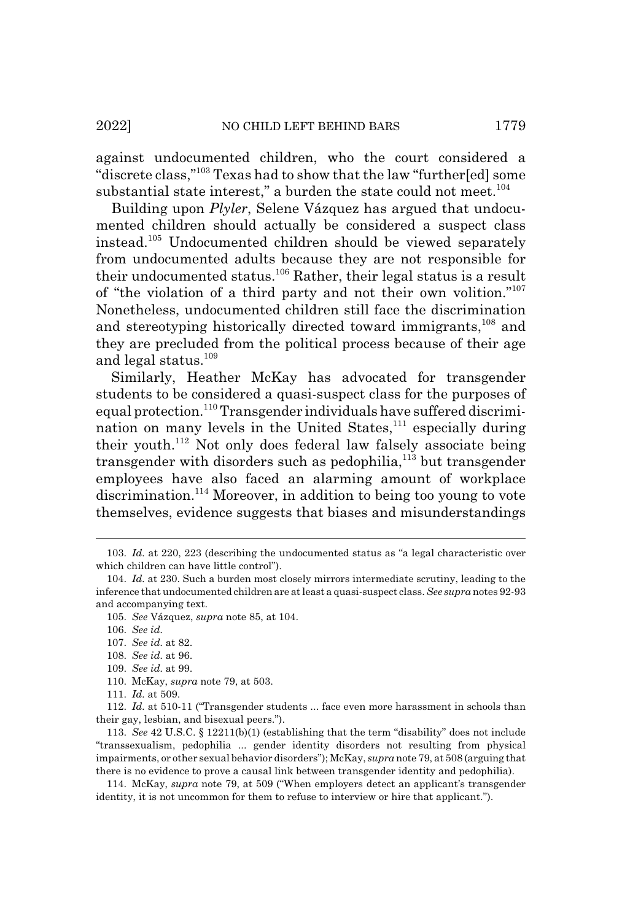against undocumented children, who the court considered a "discrete class,"[103] Texas had to show that the law "further[ed] some substantial state interest," a burden the state could not meet.[104]

Building upon *Plyler*, Selene Vázquez has argued that undocumented children should actually be considered a suspect class instead.[105] Undocumented children should be viewed separately from undocumented adults because they are not responsible for their undocumented status.[106] Rather, their legal status is a result of "the violation of a third party and not their own volition."[107] Nonetheless, undocumented children still face the discrimination and stereotyping historically directed toward immigrants,[108] and they are precluded from the political process because of their age and legal status.[109]

Similarly, Heather McKay has advocated for transgender students to be considered a quasi-suspect class for the purposes of equal protection.[110] Transgender individuals have suffered discrimination on many levels in the United States,[111] especially during their youth.[112] Not only does federal law falsely associate being transgender with disorders such as pedophilia,[113] but transgender employees have also faced an alarming amount of workplace discrimination.[114] Moreover, in addition to being too young to vote themselves, evidence suggests that biases and misunderstandings

---

103. *Id.* at 220, 223 (describing the undocumented status as "a legal characteristic over which children can have little control").

104. *Id.* at 230. Such a burden most closely mirrors intermediate scrutiny, leading to the inference that undocumented children are at least a quasi-suspect class. *See supra* notes 92-93 and accompanying text.

105. *See* Vázquez, *supra* note 85, at 104.

106. *See id.*

107. *See id.* at 82.

108. *See id.* at 96.

109. *See id.* at 99.

110. McKay, *supra* note 79, at 503.

111. *Id.* at 509.

112. *Id.* at 510-11 ("Transgender students ... face even more harassment in schools than their gay, lesbian, and bisexual peers.").

113. *See* 42 U.S.C. § 12211(b)(1) (establishing that the term "disability" does not include "transsexualism, pedophilia ... gender identity disorders not resulting from physical impairments, or other sexual behavior disorders"); McKay, *supra* note 79, at 508 (arguing that there is no evidence to prove a causal link between transgender identity and pedophilia).

114. McKay, *supra* note 79, at 509 ("When employers detect an applicant's transgender identity, it is not uncommon for them to refuse to interview or hire that applicant.").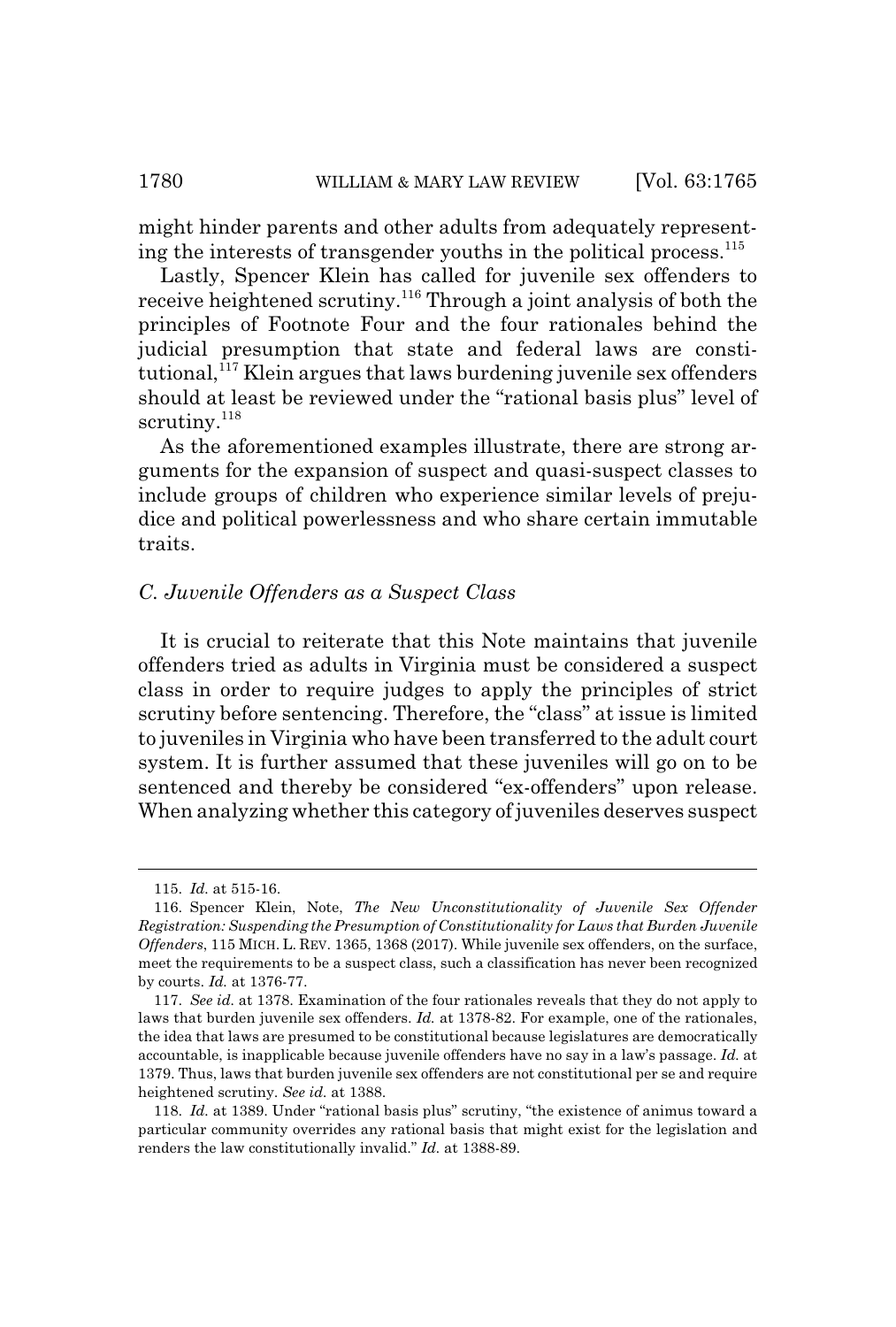might hinder parents and other adults from adequately representing the interests of transgender youths in the political process.[115]

Lastly, Spencer Klein has called for juvenile sex offenders to receive heightened scrutiny.[116] Through a joint analysis of both the principles of Footnote Four and the four rationales behind the judicial presumption that state and federal laws are constitutional,[117] Klein argues that laws burdening juvenile sex offenders should at least be reviewed under the "rational basis plus" level of scrutiny.[118]

As the aforementioned examples illustrate, there are strong arguments for the expansion of suspect and quasi-suspect classes to include groups of children who experience similar levels of prejudice and political powerlessness and who share certain immutable traits.

### *C. Juvenile Offenders as a Suspect Class*

It is crucial to reiterate that this Note maintains that juvenile offenders tried as adults in Virginia must be considered a suspect class in order to require judges to apply the principles of strict scrutiny before sentencing. Therefore, the "class" at issue is limited to juveniles in Virginia who have been transferred to the adult court system. It is further assumed that these juveniles will go on to be sentenced and thereby be considered "ex-offenders" upon release. When analyzing whether this category of juveniles deserves suspect

---

115. *Id.* at 515-16.

116. Spencer Klein, Note, *The New Unconstitutionality of Juvenile Sex Offender Registration: Suspending the Presumption of Constitutionality for Laws that Burden Juvenile Offenders*, 115 MICH. L. REV. 1365, 1368 (2017). While juvenile sex offenders, on the surface, meet the requirements to be a suspect class, such a classification has never been recognized by courts. *Id.* at 1376-77.

117. *See id.* at 1378. Examination of the four rationales reveals that they do not apply to laws that burden juvenile sex offenders. *Id.* at 1378-82. For example, one of the rationales, the idea that laws are presumed to be constitutional because legislatures are democratically accountable, is inapplicable because juvenile offenders have no say in a law's passage. *Id.* at 1379. Thus, laws that burden juvenile sex offenders are not constitutional per se and require heightened scrutiny. *See id.* at 1388.

118. *Id.* at 1389. Under "rational basis plus" scrutiny, "the existence of animus toward a particular community overrides any rational basis that might exist for the legislation and renders the law constitutionally invalid." *Id.* at 1388-89.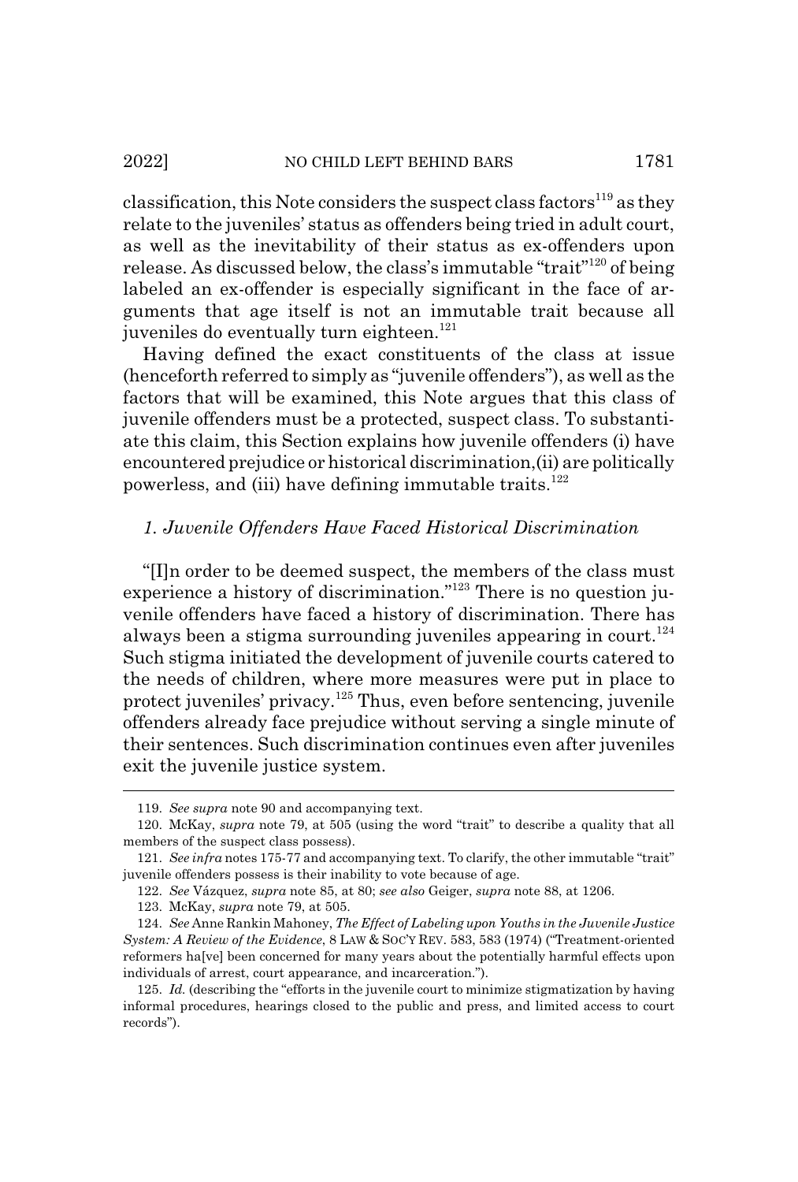classification, this Note considers the suspect class factors[119] as they relate to the juveniles' status as offenders being tried in adult court, as well as the inevitability of their status as ex-offenders upon release. As discussed below, the class's immutable "trait"[120] of being labeled an ex-offender is especially significant in the face of arguments that age itself is not an immutable trait because all juveniles do eventually turn eighteen.[121]

Having defined the exact constituents of the class at issue (henceforth referred to simply as "juvenile offenders"), as well as the factors that will be examined, this Note argues that this class of juvenile offenders must be a protected, suspect class. To substantiate this claim, this Section explains how juvenile offenders (i) have encountered prejudice or historical discrimination,(ii) are politically powerless, and (iii) have defining immutable traits.[122]

### *1. Juvenile Offenders Have Faced Historical Discrimination*

"[I]n order to be deemed suspect, the members of the class must experience a history of discrimination."[123] There is no question juvenile offenders have faced a history of discrimination. There has always been a stigma surrounding juveniles appearing in court.[124] Such stigma initiated the development of juvenile courts catered to the needs of children, where more measures were put in place to protect juveniles' privacy.[125] Thus, even before sentencing, juvenile offenders already face prejudice without serving a single minute of their sentences. Such discrimination continues even after juveniles exit the juvenile justice system.

---

119. *See supra* note 90 and accompanying text.

120. McKay, *supra* note 79, at 505 (using the word "trait" to describe a quality that all members of the suspect class possess).

121. *See infra* notes 175-77 and accompanying text. To clarify, the other immutable "trait" juvenile offenders possess is their inability to vote because of age.

122. *See* Vázquez, *supra* note 85, at 80; *see also* Geiger, *supra* note 88, at 1206.

123. McKay, *supra* note 79, at 505.

124. *See* Anne Rankin Mahoney, *The Effect of Labeling upon Youths in the Juvenile Justice System: A Review of the Evidence*, 8 LAW & SOC'Y REV. 583, 583 (1974) ("Treatment-oriented reformers ha[ve] been concerned for many years about the potentially harmful effects upon individuals of arrest, court appearance, and incarceration.").

125. *Id.* (describing the "efforts in the juvenile court to minimize stigmatization by having informal procedures, hearings closed to the public and press, and limited access to court records").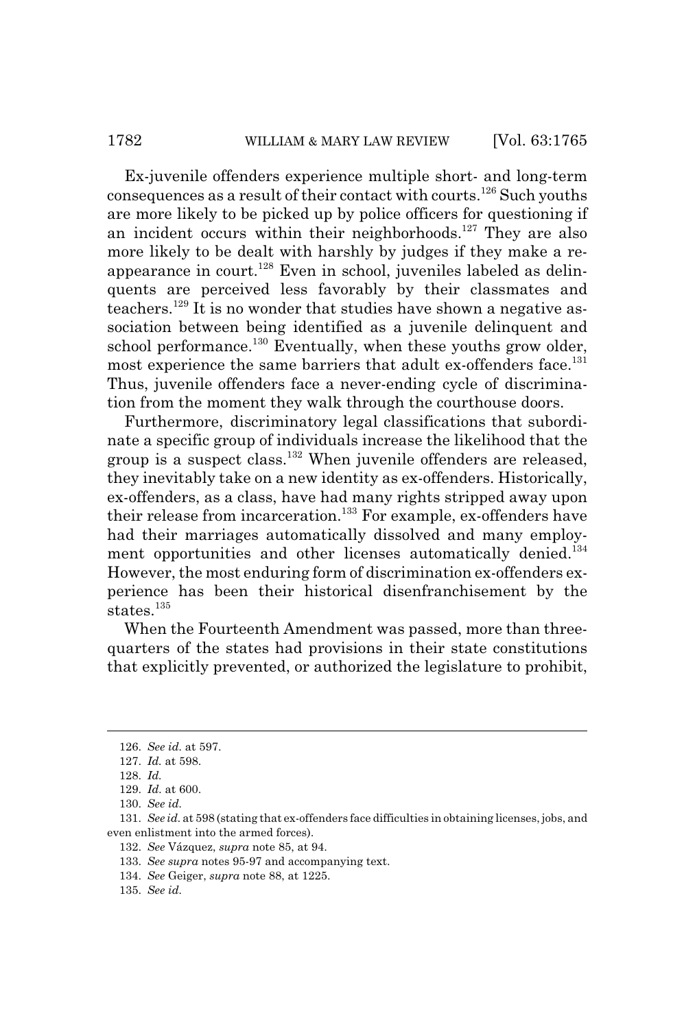Ex-juvenile offenders experience multiple short- and long-term consequences as a result of their contact with courts.[126] Such youths are more likely to be picked up by police officers for questioning if an incident occurs within their neighborhoods.[127] They are also more likely to be dealt with harshly by judges if they make a reappearance in court.[128] Even in school, juveniles labeled as delinquents are perceived less favorably by their classmates and teachers.[129] It is no wonder that studies have shown a negative association between being identified as a juvenile delinquent and school performance.[130] Eventually, when these youths grow older, most experience the same barriers that adult ex-offenders face.[131] Thus, juvenile offenders face a never-ending cycle of discrimination from the moment they walk through the courthouse doors.

Furthermore, discriminatory legal classifications that subordinate a specific group of individuals increase the likelihood that the group is a suspect class.[132] When juvenile offenders are released, they inevitably take on a new identity as ex-offenders. Historically, ex-offenders, as a class, have had many rights stripped away upon their release from incarceration.[133] For example, ex-offenders have had their marriages automatically dissolved and many employment opportunities and other licenses automatically denied.[134] However, the most enduring form of discrimination ex-offenders experience has been their historical disenfranchisement by the states.[135]

When the Fourteenth Amendment was passed, more than three-quarters of the states had provisions in their state constitutions that explicitly prevented, or authorized the legislature to prohibit,

---

126. *See id.* at 597.

127. *Id.* at 598.

128. *Id.*

129. *Id.* at 600.

130. *See id.*

131. *See id.* at 598 (stating that ex-offenders face difficulties in obtaining licenses, jobs, and even enlistment into the armed forces).

132. *See* Vázquez, *supra* note 85, at 94.

133. *See supra* notes 95-97 and accompanying text.

134. *See* Geiger, *supra* note 88, at 1225.

135. *See id.*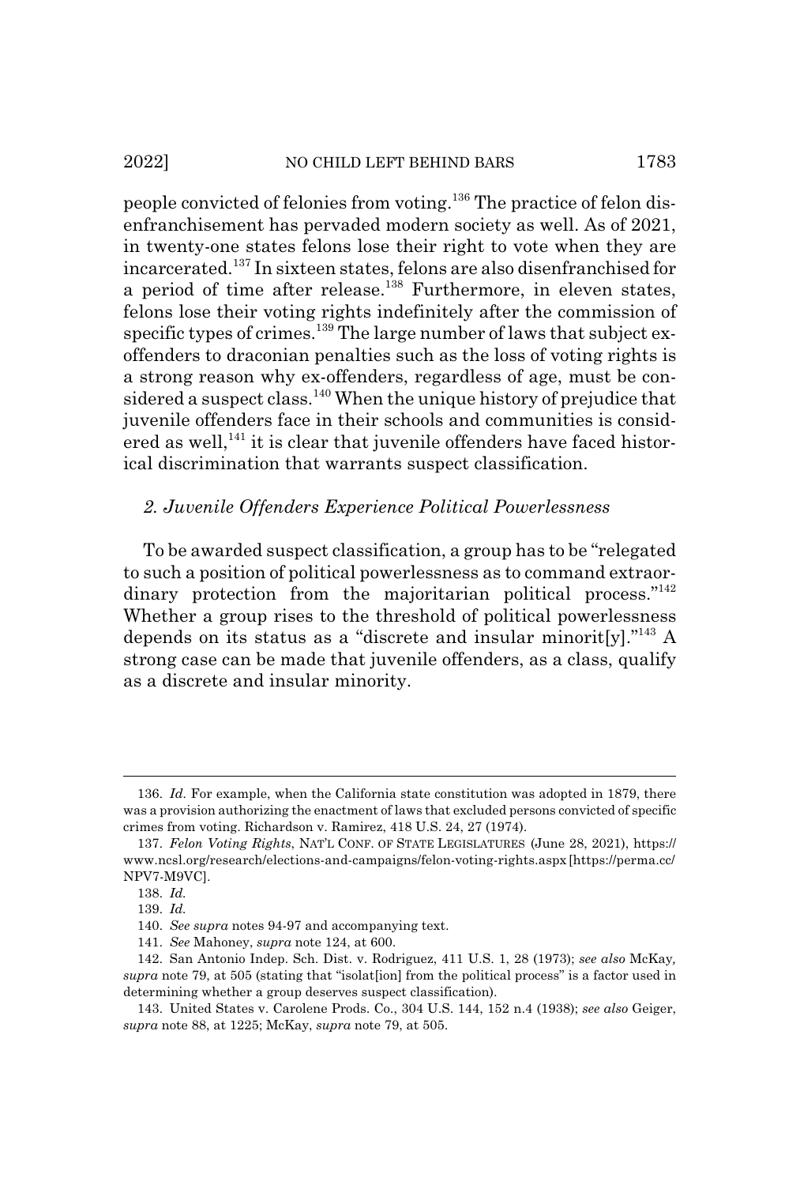people convicted of felonies from voting.[136] The practice of felon disenfranchisement has pervaded modern society as well. As of 2021, in twenty-one states felons lose their right to vote when they are incarcerated.[137] In sixteen states, felons are also disenfranchised for a period of time after release.[138] Furthermore, in eleven states, felons lose their voting rights indefinitely after the commission of specific types of crimes.[139] The large number of laws that subject ex-offenders to draconian penalties such as the loss of voting rights is a strong reason why ex-offenders, regardless of age, must be considered a suspect class.[140] When the unique history of prejudice that juvenile offenders face in their schools and communities is considered as well,[141] it is clear that juvenile offenders have faced historical discrimination that warrants suspect classification.

### *2. Juvenile Offenders Experience Political Powerlessness*

To be awarded suspect classification, a group has to be "relegated to such a position of political powerlessness as to command extraordinary protection from the majoritarian political process."[142] Whether a group rises to the threshold of political powerlessness depends on its status as a "discrete and insular minorit[y]."[143] A strong case can be made that juvenile offenders, as a class, qualify as a discrete and insular minority.

---

136. *Id.* For example, when the California state constitution was adopted in 1879, there was a provision authorizing the enactment of laws that excluded persons convicted of specific crimes from voting. Richardson v. Ramirez, 418 U.S. 24, 27 (1974).

137. *Felon Voting Rights*, NAT'L CONF. OF STATE LEGISLATURES (June 28, 2021), https://www.ncsl.org/research/elections-and-campaigns/felon-voting-rights.aspx [https://perma.cc/NPV7-M9VC].

138. *Id.*

139. *Id.*

140. *See supra* notes 94-97 and accompanying text.

141. *See* Mahoney, *supra* note 124, at 600.

142. San Antonio Indep. Sch. Dist. v. Rodriguez, 411 U.S. 1, 28 (1973); *see also* McKay, *supra* note 79, at 505 (stating that "isolat[ion] from the political process" is a factor used in determining whether a group deserves suspect classification).

143. United States v. Carolene Prods. Co., 304 U.S. 144, 152 n.4 (1938); *see also* Geiger, *supra* note 88, at 1225; McKay, *supra* note 79, at 505.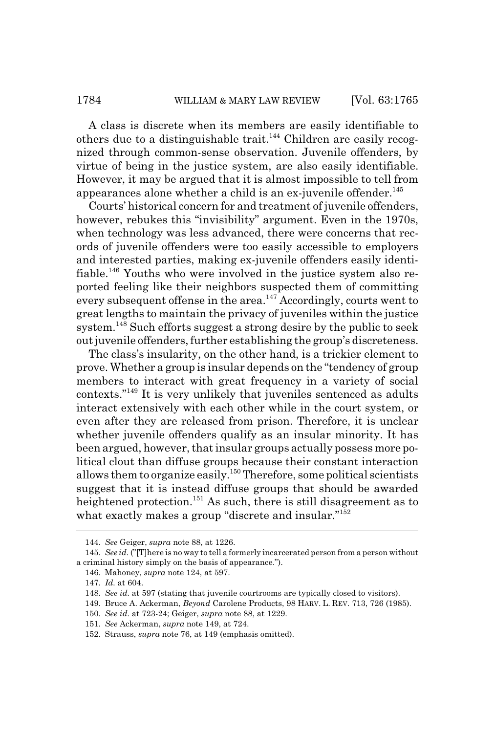A class is discrete when its members are easily identifiable to others due to a distinguishable trait.[144] Children are easily recognized through common-sense observation. Juvenile offenders, by virtue of being in the justice system, are also easily identifiable. However, it may be argued that it is almost impossible to tell from appearances alone whether a child is an ex-juvenile offender.[145]

Courts' historical concern for and treatment of juvenile offenders, however, rebukes this "invisibility" argument. Even in the 1970s, when technology was less advanced, there were concerns that records of juvenile offenders were too easily accessible to employers and interested parties, making ex-juvenile offenders easily identifiable.[146] Youths who were involved in the justice system also reported feeling like their neighbors suspected them of committing every subsequent offense in the area.[147] Accordingly, courts went to great lengths to maintain the privacy of juveniles within the justice system.[148] Such efforts suggest a strong desire by the public to seek out juvenile offenders, further establishing the group's discreteness.

The class's insularity, on the other hand, is a trickier element to prove. Whether a group is insular depends on the "tendency of group members to interact with great frequency in a variety of social contexts."[149] It is very unlikely that juveniles sentenced as adults interact extensively with each other while in the court system, or even after they are released from prison. Therefore, it is unclear whether juvenile offenders qualify as an insular minority. It has been argued, however, that insular groups actually possess more political clout than diffuse groups because their constant interaction allows them to organize easily.[150] Therefore, some political scientists suggest that it is instead diffuse groups that should be awarded heightened protection.[151] As such, there is still disagreement as to what exactly makes a group "discrete and insular."[152]

---

144. *See* Geiger, *supra* note 88, at 1226.

145. *See id.* ("[T]here is no way to tell a formerly incarcerated person from a person without a criminal history simply on the basis of appearance.").

146. Mahoney, *supra* note 124, at 597.

147. *Id.* at 604.

148. *See id.* at 597 (stating that juvenile courtrooms are typically closed to visitors).

149. Bruce A. Ackerman, *Beyond* Carolene Products, 98 HARV. L. REV. 713, 726 (1985).

150. *See id.* at 723-24; Geiger, *supra* note 88, at 1229.

151. *See* Ackerman, *supra* note 149, at 724.

152. Strauss, *supra* note 76, at 149 (emphasis omitted).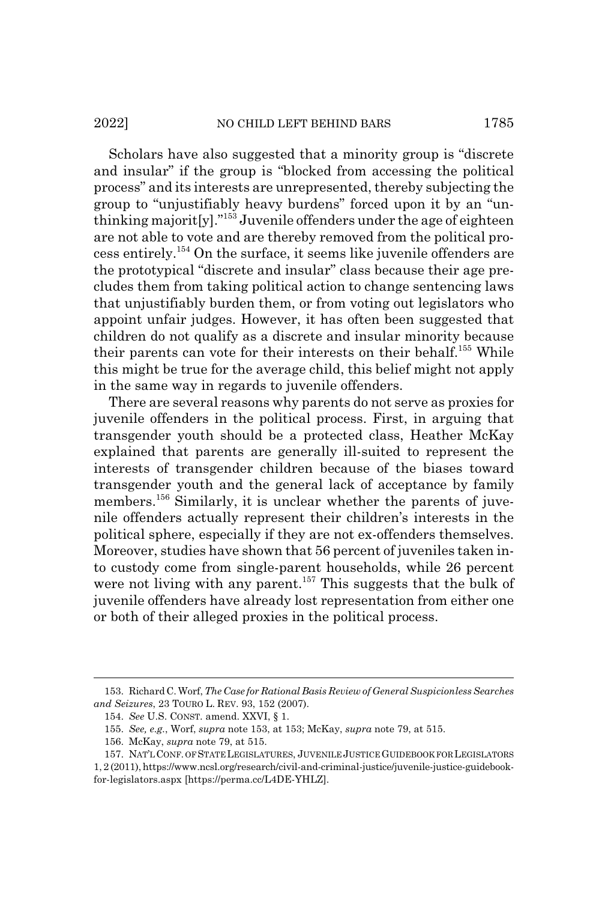Scholars have also suggested that a minority group is "discrete and insular" if the group is "blocked from accessing the political process" and its interests are unrepresented, thereby subjecting the group to "unjustifiably heavy burdens" forced upon it by an "unthinking majorit[y]."[153] Juvenile offenders under the age of eighteen are not able to vote and are thereby removed from the political process entirely.[154] On the surface, it seems like juvenile offenders are the prototypical "discrete and insular" class because their age precludes them from taking political action to change sentencing laws that unjustifiably burden them, or from voting out legislators who appoint unfair judges. However, it has often been suggested that children do not qualify as a discrete and insular minority because their parents can vote for their interests on their behalf.[155] While this might be true for the average child, this belief might not apply in the same way in regards to juvenile offenders.

There are several reasons why parents do not serve as proxies for juvenile offenders in the political process. First, in arguing that transgender youth should be a protected class, Heather McKay explained that parents are generally ill-suited to represent the interests of transgender children because of the biases toward transgender youth and the general lack of acceptance by family members.[156] Similarly, it is unclear whether the parents of juvenile offenders actually represent their children's interests in the political sphere, especially if they are not ex-offenders themselves. Moreover, studies have shown that 56 percent of juveniles taken into custody come from single-parent households, while 26 percent were not living with any parent.[157] This suggests that the bulk of juvenile offenders have already lost representation from either one or both of their alleged proxies in the political process.

---

153. Richard C. Worf, *The Case for Rational Basis Review of General Suspicionless Searches and Seizures*, 23 TOURO L. REV. 93, 152 (2007).

154. *See* U.S. CONST. amend. XXVI, § 1.

155. *See, e.g.*, Worf, *supra* note 153, at 153; McKay, *supra* note 79, at 515.

156. McKay, *supra* note 79, at 515.

157. NAT'L CONF. OF STATE LEGISLATURES, JUVENILE JUSTICE GUIDEBOOK FOR LEGISLATORS 1, 2 (2011), https://www.ncsl.org/research/civil-and-criminal-justice/juvenile-justice-guidebook-for-legislators.aspx [https://perma.cc/L4DE-YHLZ].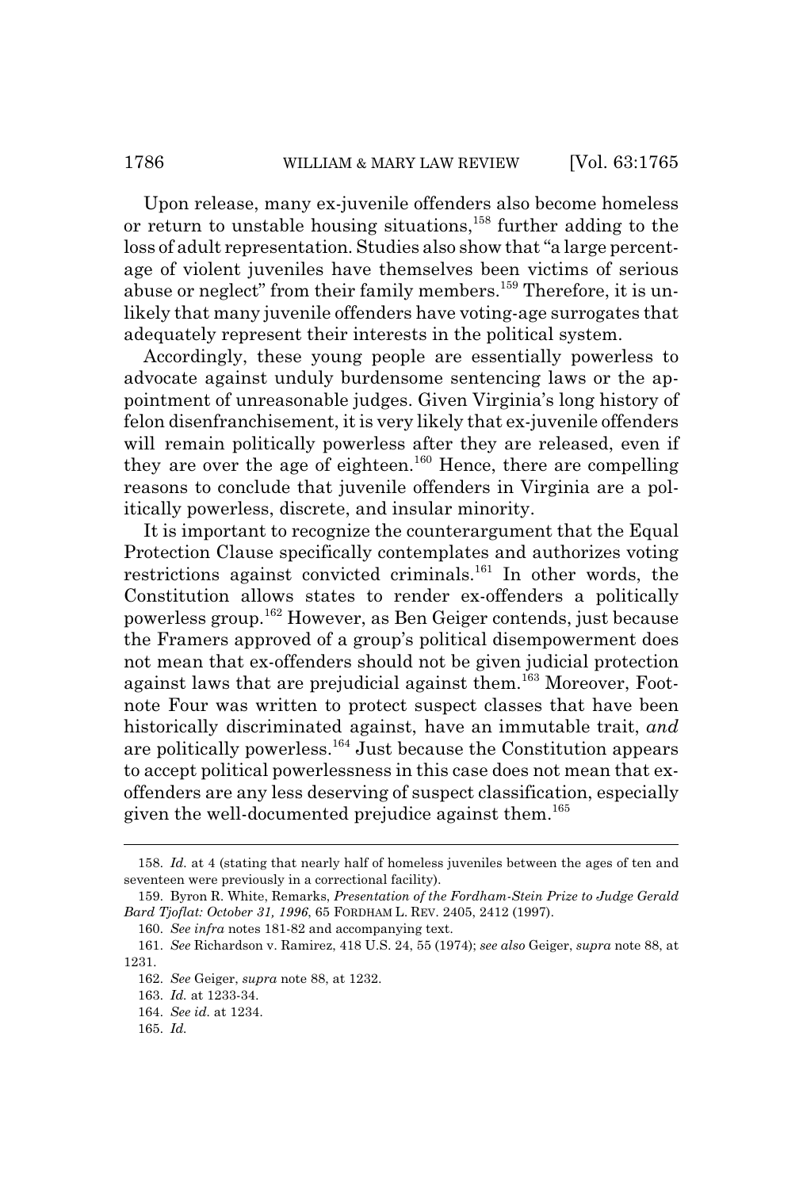Upon release, many ex-juvenile offenders also become homeless or return to unstable housing situations,[158] further adding to the loss of adult representation. Studies also show that "a large percentage of violent juveniles have themselves been victims of serious abuse or neglect" from their family members.[159] Therefore, it is unlikely that many juvenile offenders have voting-age surrogates that adequately represent their interests in the political system.

Accordingly, these young people are essentially powerless to advocate against unduly burdensome sentencing laws or the appointment of unreasonable judges. Given Virginia's long history of felon disenfranchisement, it is very likely that ex-juvenile offenders will remain politically powerless after they are released, even if they are over the age of eighteen.[160] Hence, there are compelling reasons to conclude that juvenile offenders in Virginia are a politically powerless, discrete, and insular minority.

It is important to recognize the counterargument that the Equal Protection Clause specifically contemplates and authorizes voting restrictions against convicted criminals.[161] In other words, the Constitution allows states to render ex-offenders a politically powerless group.[162] However, as Ben Geiger contends, just because the Framers approved of a group's political disempowerment does not mean that ex-offenders should not be given judicial protection against laws that are prejudicial against them.[163] Moreover, Footnote Four was written to protect suspect classes that have been historically discriminated against, have an immutable trait, *and* are politically powerless.[164] Just because the Constitution appears to accept political powerlessness in this case does not mean that ex-offenders are any less deserving of suspect classification, especially given the well-documented prejudice against them.[165]

---

158. *Id.* at 4 (stating that nearly half of homeless juveniles between the ages of ten and seventeen were previously in a correctional facility).

159. Byron R. White, Remarks, *Presentation of the Fordham-Stein Prize to Judge Gerald Bard Tjoflat: October 31, 1996*, 65 FORDHAM L. REV. 2405, 2412 (1997).

160. *See infra* notes 181-82 and accompanying text.

161. *See* Richardson v. Ramirez, 418 U.S. 24, 55 (1974); *see also* Geiger, *supra* note 88, at 1231.

162. *See* Geiger, *supra* note 88, at 1232.

163. *Id.* at 1233-34.

164. *See id.* at 1234.

165. *Id.*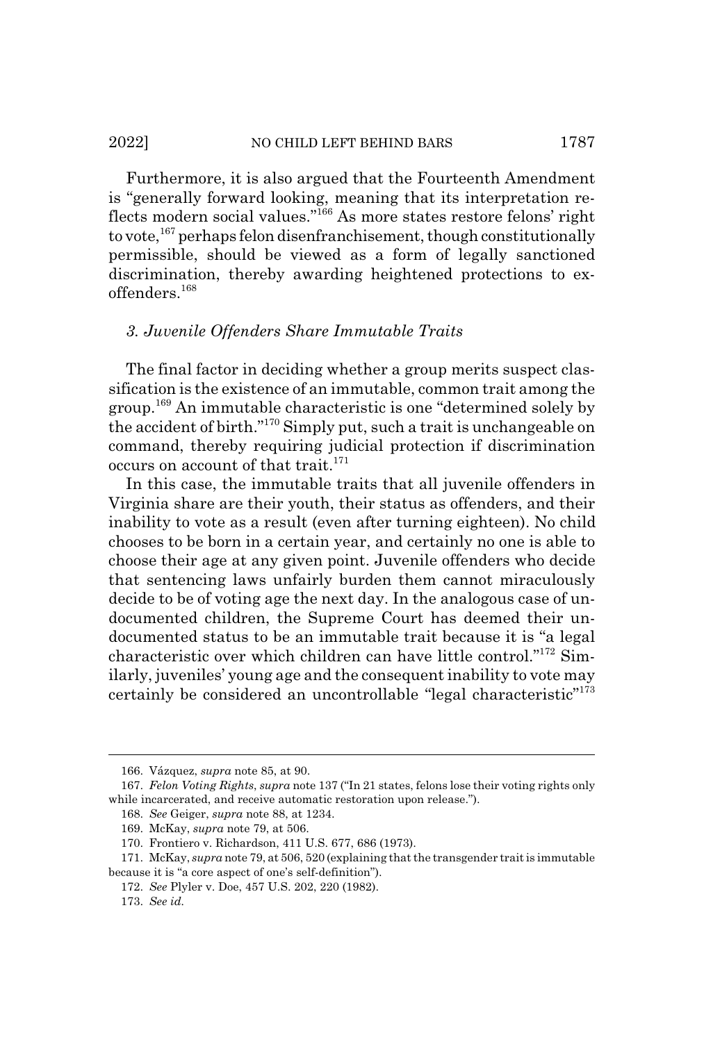Furthermore, it is also argued that the Fourteenth Amendment is "generally forward looking, meaning that its interpretation reflects modern social values."[166] As more states restore felons' right to vote,[167] perhaps felon disenfranchisement, though constitutionally permissible, should be viewed as a form of legally sanctioned discrimination, thereby awarding heightened protections to ex-offenders.[168]

### *3. Juvenile Offenders Share Immutable Traits*

The final factor in deciding whether a group merits suspect classification is the existence of an immutable, common trait among the group.[169] An immutable characteristic is one "determined solely by the accident of birth."[170] Simply put, such a trait is unchangeable on command, thereby requiring judicial protection if discrimination occurs on account of that trait.[171]

In this case, the immutable traits that all juvenile offenders in Virginia share are their youth, their status as offenders, and their inability to vote as a result (even after turning eighteen). No child chooses to be born in a certain year, and certainly no one is able to choose their age at any given point. Juvenile offenders who decide that sentencing laws unfairly burden them cannot miraculously decide to be of voting age the next day. In the analogous case of undocumented children, the Supreme Court has deemed their undocumented status to be an immutable trait because it is "a legal characteristic over which children can have little control."[172] Similarly, juveniles' young age and the consequent inability to vote may certainly be considered an uncontrollable "legal characteristic"[173]

---

166. Vázquez, *supra* note 85, at 90.

167. *Felon Voting Rights*, *supra* note 137 ("In 21 states, felons lose their voting rights only while incarcerated, and receive automatic restoration upon release.").

168. *See* Geiger, *supra* note 88, at 1234.

169. McKay, *supra* note 79, at 506.

170. Frontiero v. Richardson, 411 U.S. 677, 686 (1973).

171. McKay, *supra* note 79, at 506, 520 (explaining that the transgender trait is immutable because it is "a core aspect of one's self-definition").

172. *See* Plyler v. Doe, 457 U.S. 202, 220 (1982).

173. *See id.*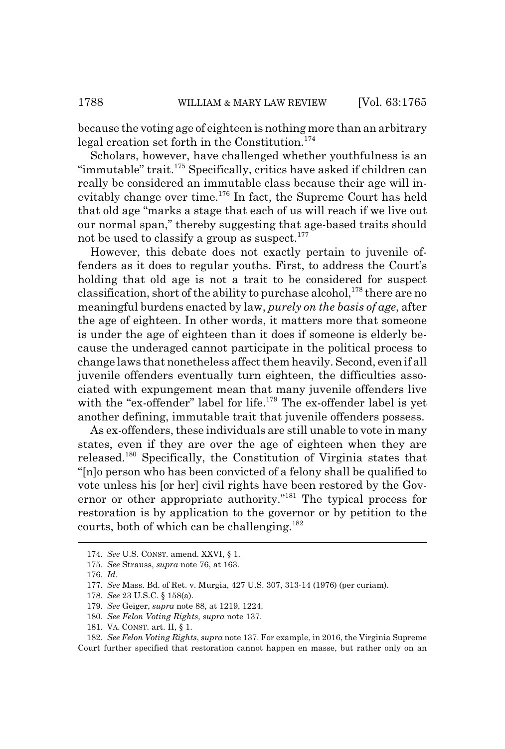because the voting age of eighteen is nothing more than an arbitrary legal creation set forth in the Constitution.[174]

Scholars, however, have challenged whether youthfulness is an "immutable" trait.[175] Specifically, critics have asked if children can really be considered an immutable class because their age will inevitably change over time.[176] In fact, the Supreme Court has held that old age "marks a stage that each of us will reach if we live out our normal span," thereby suggesting that age-based traits should not be used to classify a group as suspect.[177]

However, this debate does not exactly pertain to juvenile offenders as it does to regular youths. First, to address the Court's holding that old age is not a trait to be considered for suspect classification, short of the ability to purchase alcohol,[178] there are no meaningful burdens enacted by law, *purely on the basis of age*, after the age of eighteen. In other words, it matters more that someone is under the age of eighteen than it does if someone is elderly because the underaged cannot participate in the political process to change laws that nonetheless affect them heavily. Second, even if all juvenile offenders eventually turn eighteen, the difficulties associated with expungement mean that many juvenile offenders live with the "ex-offender" label for life.[179] The ex-offender label is yet another defining, immutable trait that juvenile offenders possess.

As ex-offenders, these individuals are still unable to vote in many states, even if they are over the age of eighteen when they are released.[180] Specifically, the Constitution of Virginia states that "[n]o person who has been convicted of a felony shall be qualified to vote unless his [or her] civil rights have been restored by the Governor or other appropriate authority."[181] The typical process for restoration is by application to the governor or by petition to the courts, both of which can be challenging.[182]

---

174. *See* U.S. CONST. amend. XXVI, § 1.

175. *See* Strauss, *supra* note 76, at 163.

176. *Id.*

177. *See* Mass. Bd. of Ret. v. Murgia, 427 U.S. 307, 313-14 (1976) (per curiam).

178. *See* 23 U.S.C. § 158(a).

179. *See* Geiger, *supra* note 88, at 1219, 1224.

180. *See Felon Voting Rights*, *supra* note 137.

181. VA. CONST. art. II, § 1.

182. *See Felon Voting Rights*, *supra* note 137. For example, in 2016, the Virginia Supreme Court further specified that restoration cannot happen en masse, but rather only on an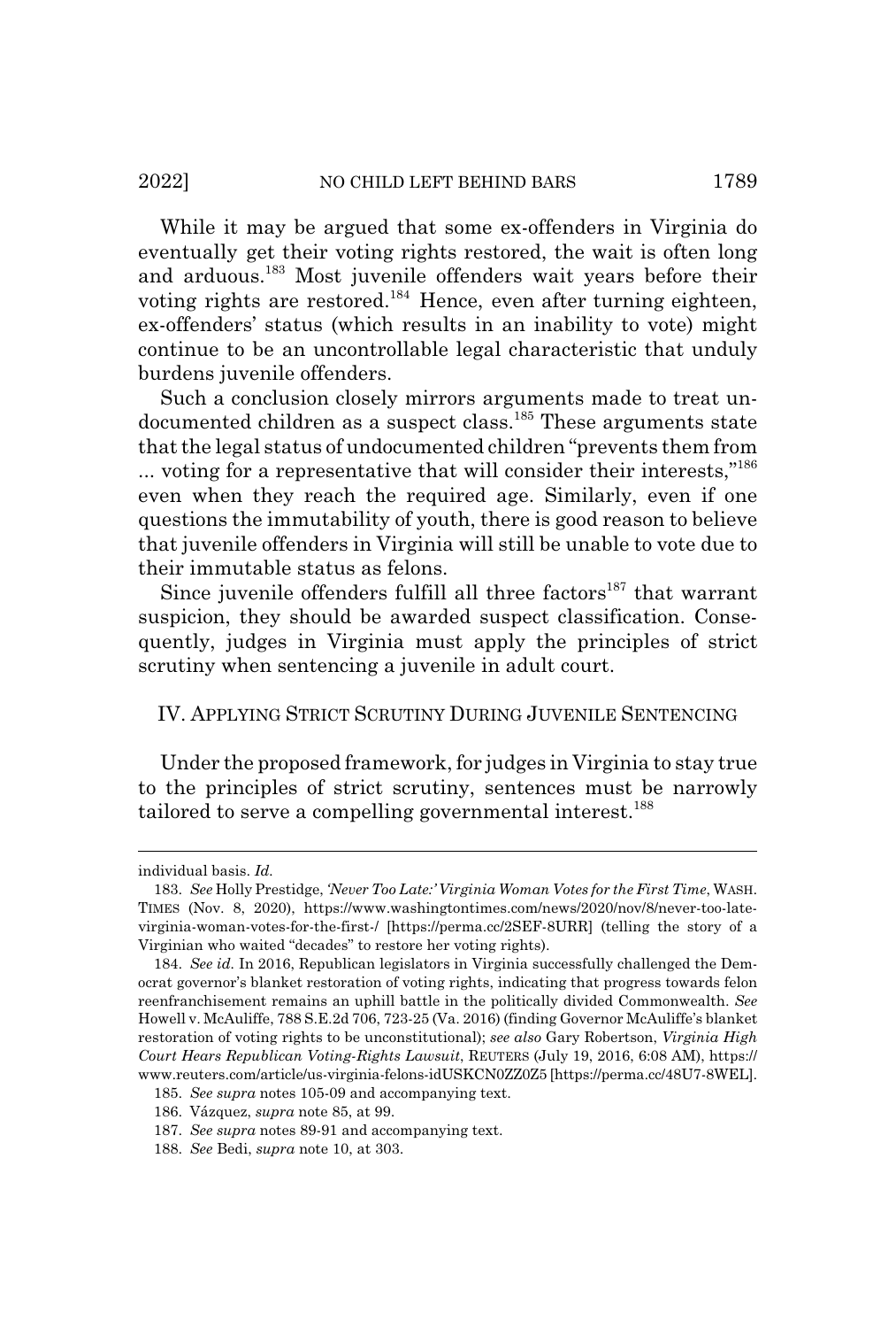While it may be argued that some ex-offenders in Virginia do eventually get their voting rights restored, the wait is often long and arduous.[183] Most juvenile offenders wait years before their voting rights are restored.[184] Hence, even after turning eighteen, ex-offenders' status (which results in an inability to vote) might continue to be an uncontrollable legal characteristic that unduly burdens juvenile offenders.

Such a conclusion closely mirrors arguments made to treat undocumented children as a suspect class.[185] These arguments state that the legal status of undocumented children "prevents them from ... voting for a representative that will consider their interests,"[186] even when they reach the required age. Similarly, even if one questions the immutability of youth, there is good reason to believe that juvenile offenders in Virginia will still be unable to vote due to their immutable status as felons.

Since juvenile offenders fulfill all three factors[187] that warrant suspicion, they should be awarded suspect classification. Consequently, judges in Virginia must apply the principles of strict scrutiny when sentencing a juvenile in adult court.

## IV. APPLYING STRICT SCRUTINY DURING JUVENILE SENTENCING

Under the proposed framework, for judges in Virginia to stay true to the principles of strict scrutiny, sentences must be narrowly tailored to serve a compelling governmental interest.[188]

---

individual basis. *Id.*

183. *See* Holly Prestidge, *'Never Too Late:' Virginia Woman Votes for the First Time*, WASH. TIMES (Nov. 8, 2020), https://www.washingtontimes.com/news/2020/nov/8/never-too-late-virginia-woman-votes-for-the-first-/ [https://perma.cc/2SEF-8URR] (telling the story of a Virginian who waited "decades" to restore her voting rights).

184. *See id.* In 2016, Republican legislators in Virginia successfully challenged the Democrat governor's blanket restoration of voting rights, indicating that progress towards felon reenfranchisement remains an uphill battle in the politically divided Commonwealth. *See* Howell v. McAuliffe, 788 S.E.2d 706, 723-25 (Va. 2016) (finding Governor McAuliffe's blanket restoration of voting rights to be unconstitutional); *see also* Gary Robertson, *Virginia High Court Hears Republican Voting-Rights Lawsuit*, REUTERS (July 19, 2016, 6:08 AM), https://www.reuters.com/article/us-virginia-felons-idUSKCN0ZZ0Z5 [https://perma.cc/48U7-8WEL].

185. *See supra* notes 105-09 and accompanying text.

186. Vázquez, *supra* note 85, at 99.

187. *See supra* notes 89-91 and accompanying text.

188. *See* Bedi, *supra* note 10, at 303.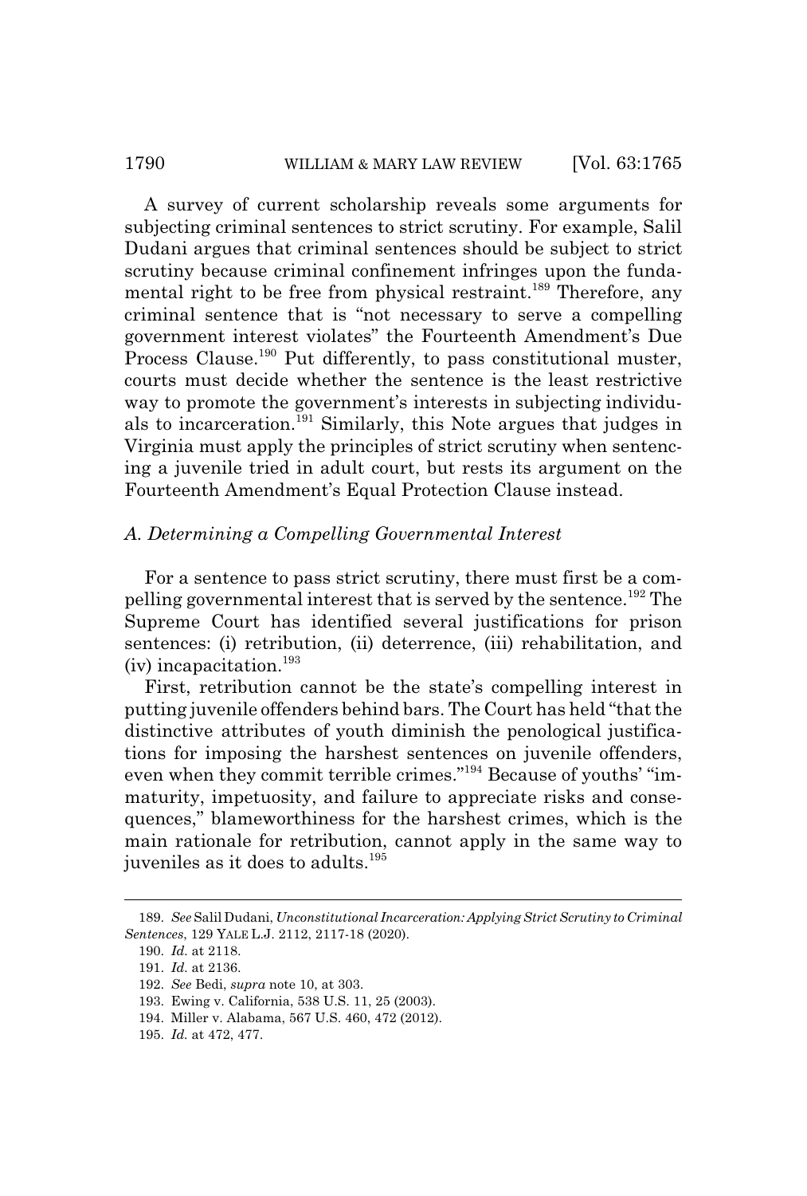A survey of current scholarship reveals some arguments for subjecting criminal sentences to strict scrutiny. For example, Salil Dudani argues that criminal sentences should be subject to strict scrutiny because criminal confinement infringes upon the fundamental right to be free from physical restraint.[189] Therefore, any criminal sentence that is "not necessary to serve a compelling government interest violates" the Fourteenth Amendment's Due Process Clause.[190] Put differently, to pass constitutional muster, courts must decide whether the sentence is the least restrictive way to promote the government's interests in subjecting individuals to incarceration.[191] Similarly, this Note argues that judges in Virginia must apply the principles of strict scrutiny when sentencing a juvenile tried in adult court, but rests its argument on the Fourteenth Amendment's Equal Protection Clause instead.

### *A. Determining a Compelling Governmental Interest*

For a sentence to pass strict scrutiny, there must first be a compelling governmental interest that is served by the sentence.[192] The Supreme Court has identified several justifications for prison sentences: (i) retribution, (ii) deterrence, (iii) rehabilitation, and (iv) incapacitation.[193]

First, retribution cannot be the state's compelling interest in putting juvenile offenders behind bars. The Court has held "that the distinctive attributes of youth diminish the penological justifications for imposing the harshest sentences on juvenile offenders, even when they commit terrible crimes."[194] Because of youths' "immaturity, impetuosity, and failure to appreciate risks and consequences," blameworthiness for the harshest crimes, which is the main rationale for retribution, cannot apply in the same way to juveniles as it does to adults.[195]

---

189. *See* Salil Dudani, *Unconstitutional Incarceration: Applying Strict Scrutiny to Criminal Sentences*, 129 YALE L.J. 2112, 2117-18 (2020).

190. *Id.* at 2118.

191. *Id.* at 2136.

192. *See* Bedi, *supra* note 10, at 303.

193. Ewing v. California, 538 U.S. 11, 25 (2003).

194. Miller v. Alabama, 567 U.S. 460, 472 (2012).

195. *Id.* at 472, 477.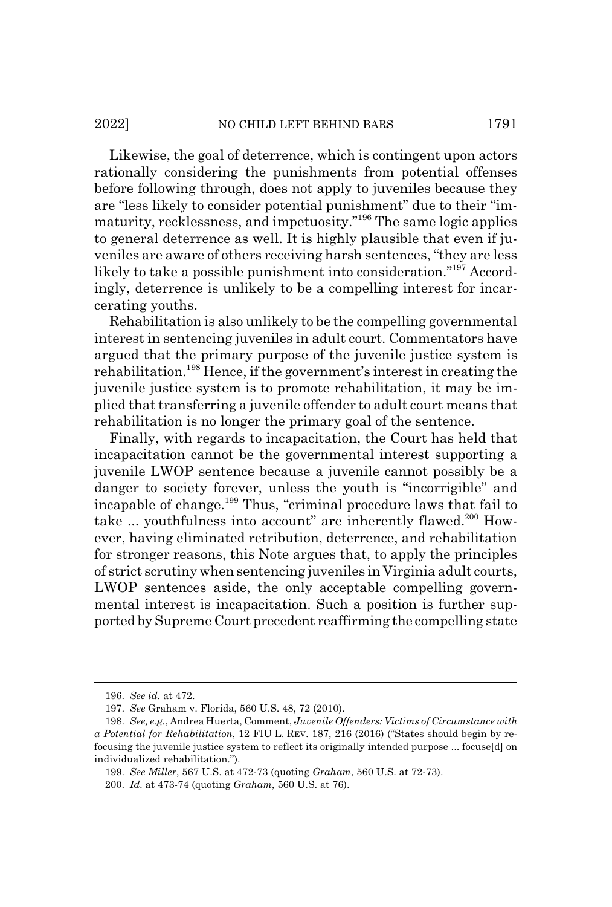Likewise, the goal of deterrence, which is contingent upon actors rationally considering the punishments from potential offenses before following through, does not apply to juveniles because they are "less likely to consider potential punishment" due to their "immaturity, recklessness, and impetuosity."[196] The same logic applies to general deterrence as well. It is highly plausible that even if juveniles are aware of others receiving harsh sentences, "they are less likely to take a possible punishment into consideration."[197] Accordingly, deterrence is unlikely to be a compelling interest for incarcerating youths.

Rehabilitation is also unlikely to be the compelling governmental interest in sentencing juveniles in adult court. Commentators have argued that the primary purpose of the juvenile justice system is rehabilitation.[198] Hence, if the government's interest in creating the juvenile justice system is to promote rehabilitation, it may be implied that transferring a juvenile offender to adult court means that rehabilitation is no longer the primary goal of the sentence.

Finally, with regards to incapacitation, the Court has held that incapacitation cannot be the governmental interest supporting a juvenile LWOP sentence because a juvenile cannot possibly be a danger to society forever, unless the youth is "incorrigible" and incapable of change.[199] Thus, "criminal procedure laws that fail to take ... youthfulness into account" are inherently flawed.[200] However, having eliminated retribution, deterrence, and rehabilitation for stronger reasons, this Note argues that, to apply the principles of strict scrutiny when sentencing juveniles in Virginia adult courts, LWOP sentences aside, the only acceptable compelling governmental interest is incapacitation. Such a position is further supported by Supreme Court precedent reaffirming the compelling state

---

196. *See id.* at 472.

197. *See* Graham v. Florida, 560 U.S. 48, 72 (2010).

198. *See, e.g.*, Andrea Huerta, Comment, *Juvenile Offenders: Victims of Circumstance with a Potential for Rehabilitation*, 12 FIU L. REV. 187, 216 (2016) ("States should begin by refocusing the juvenile justice system to reflect its originally intended purpose ... focuse[d] on individualized rehabilitation.").

199. *See Miller*, 567 U.S. at 472-73 (quoting *Graham*, 560 U.S. at 72-73).

200. *Id.* at 473-74 (quoting *Graham*, 560 U.S. at 76).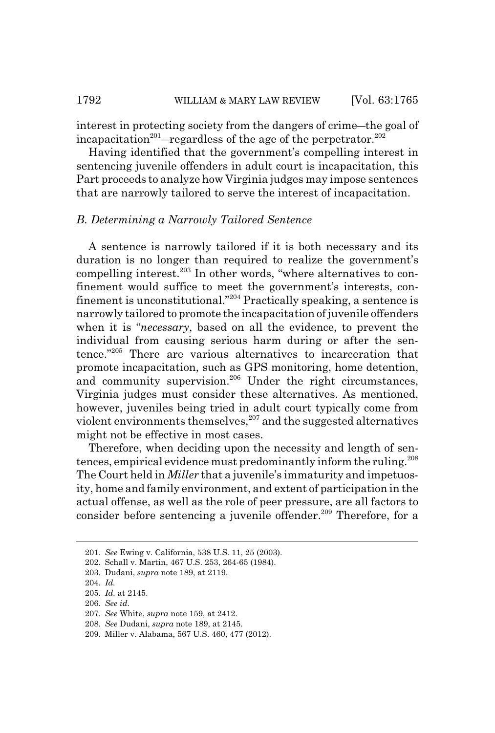interest in protecting society from the dangers of crime—the goal of incapacitation[201]—regardless of the age of the perpetrator.[202]

Having identified that the government's compelling interest in sentencing juvenile offenders in adult court is incapacitation, this Part proceeds to analyze how Virginia judges may impose sentences that are narrowly tailored to serve the interest of incapacitation.

### *B. Determining a Narrowly Tailored Sentence*

A sentence is narrowly tailored if it is both necessary and its duration is no longer than required to realize the government's compelling interest.[203] In other words, "where alternatives to confinement would suffice to meet the government's interests, confinement is unconstitutional."[204] Practically speaking, a sentence is narrowly tailored to promote the incapacitation of juvenile offenders when it is "*necessary*, based on all the evidence, to prevent the individual from causing serious harm during or after the sentence."[205] There are various alternatives to incarceration that promote incapacitation, such as GPS monitoring, home detention, and community supervision.[206] Under the right circumstances, Virginia judges must consider these alternatives. As mentioned, however, juveniles being tried in adult court typically come from violent environments themselves,[207] and the suggested alternatives might not be effective in most cases.

Therefore, when deciding upon the necessity and length of sentences, empirical evidence must predominantly inform the ruling.[208] The Court held in *Miller* that a juvenile's immaturity and impetuosity, home and family environment, and extent of participation in the actual offense, as well as the role of peer pressure, are all factors to consider before sentencing a juvenile offender.[209] Therefore, for a

---

201. *See* Ewing v. California, 538 U.S. 11, 25 (2003).

202. Schall v. Martin, 467 U.S. 253, 264-65 (1984).

203. Dudani, *supra* note 189, at 2119.

204. *Id.*

205. *Id.* at 2145.

206. *See id.*

207. *See* White, *supra* note 159, at 2412.

208. *See* Dudani, *supra* note 189, at 2145.

209. Miller v. Alabama, 567 U.S. 460, 477 (2012).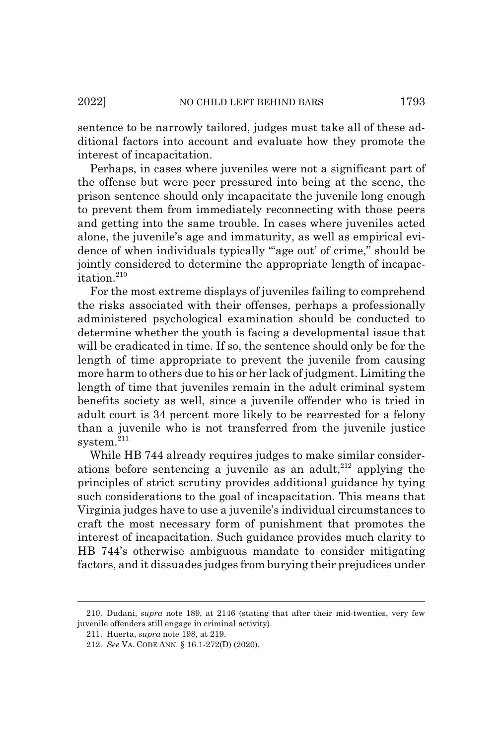sentence to be narrowly tailored, judges must take all of these additional factors into account and evaluate how they promote the interest of incapacitation.

Perhaps, in cases where juveniles were not a significant part of the offense but were peer pressured into being at the scene, the prison sentence should only incapacitate the juvenile long enough to prevent them from immediately reconnecting with those peers and getting into the same trouble. In cases where juveniles acted alone, the juvenile's age and immaturity, as well as empirical evidence of when individuals typically "'age out' of crime," should be jointly considered to determine the appropriate length of incapacitation.[210]

For the most extreme displays of juveniles failing to comprehend the risks associated with their offenses, perhaps a professionally administered psychological examination should be conducted to determine whether the youth is facing a developmental issue that will be eradicated in time. If so, the sentence should only be for the length of time appropriate to prevent the juvenile from causing more harm to others due to his or her lack of judgment. Limiting the length of time that juveniles remain in the adult criminal system benefits society as well, since a juvenile offender who is tried in adult court is 34 percent more likely to be rearrested for a felony than a juvenile who is not transferred from the juvenile justice system.[211]

While HB 744 already requires judges to make similar considerations before sentencing a juvenile as an adult,[212] applying the principles of strict scrutiny provides additional guidance by tying such considerations to the goal of incapacitation. This means that Virginia judges have to use a juvenile's individual circumstances to craft the most necessary form of punishment that promotes the interest of incapacitation. Such guidance provides much clarity to HB 744's otherwise ambiguous mandate to consider mitigating factors, and it dissuades judges from burying their prejudices under

---

210. Dudani, *supra* note 189, at 2146 (stating that after their mid-twenties, very few juvenile offenders still engage in criminal activity).

211. Huerta, *supra* note 198, at 219.

212. *See* VA. CODE ANN. § 16.1-272(D) (2020).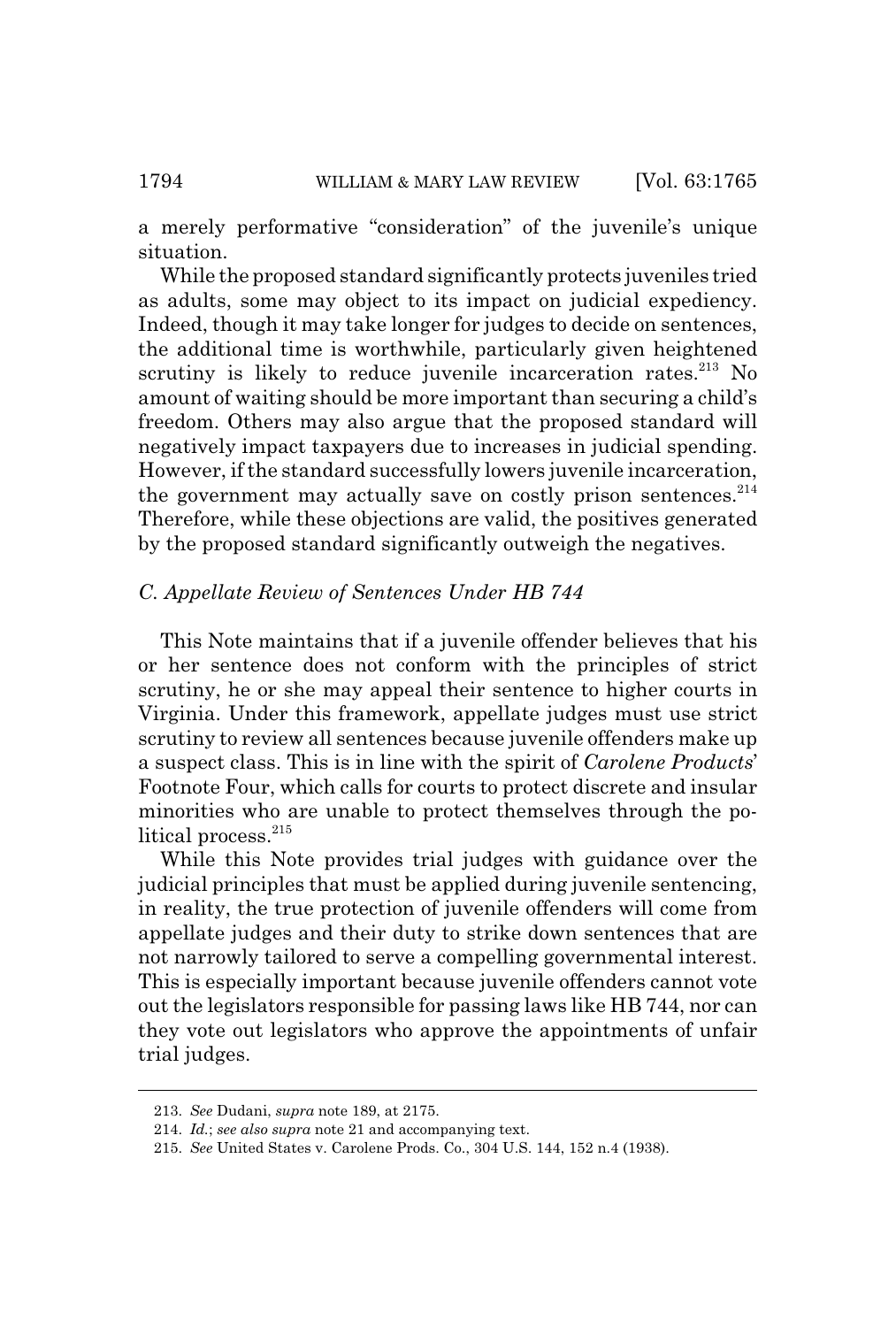a merely performative "consideration" of the juvenile's unique situation.

While the proposed standard significantly protects juveniles tried as adults, some may object to its impact on judicial expediency. Indeed, though it may take longer for judges to decide on sentences, the additional time is worthwhile, particularly given heightened scrutiny is likely to reduce juvenile incarceration rates.[213] No amount of waiting should be more important than securing a child's freedom. Others may also argue that the proposed standard will negatively impact taxpayers due to increases in judicial spending. However, if the standard successfully lowers juvenile incarceration, the government may actually save on costly prison sentences.[214] Therefore, while these objections are valid, the positives generated by the proposed standard significantly outweigh the negatives.

### *C. Appellate Review of Sentences Under HB 744*

This Note maintains that if a juvenile offender believes that his or her sentence does not conform with the principles of strict scrutiny, he or she may appeal their sentence to higher courts in Virginia. Under this framework, appellate judges must use strict scrutiny to review all sentences because juvenile offenders make up a suspect class. This is in line with the spirit of *Carolene Products*' Footnote Four, which calls for courts to protect discrete and insular minorities who are unable to protect themselves through the political process.[215]

While this Note provides trial judges with guidance over the judicial principles that must be applied during juvenile sentencing, in reality, the true protection of juvenile offenders will come from appellate judges and their duty to strike down sentences that are not narrowly tailored to serve a compelling governmental interest. This is especially important because juvenile offenders cannot vote out the legislators responsible for passing laws like HB 744, nor can they vote out legislators who approve the appointments of unfair trial judges.

---

213. *See* Dudani, *supra* note 189, at 2175.

214. *Id.*; *see also supra* note 21 and accompanying text.

215. *See* United States v. Carolene Prods. Co., 304 U.S. 144, 152 n.4 (1938).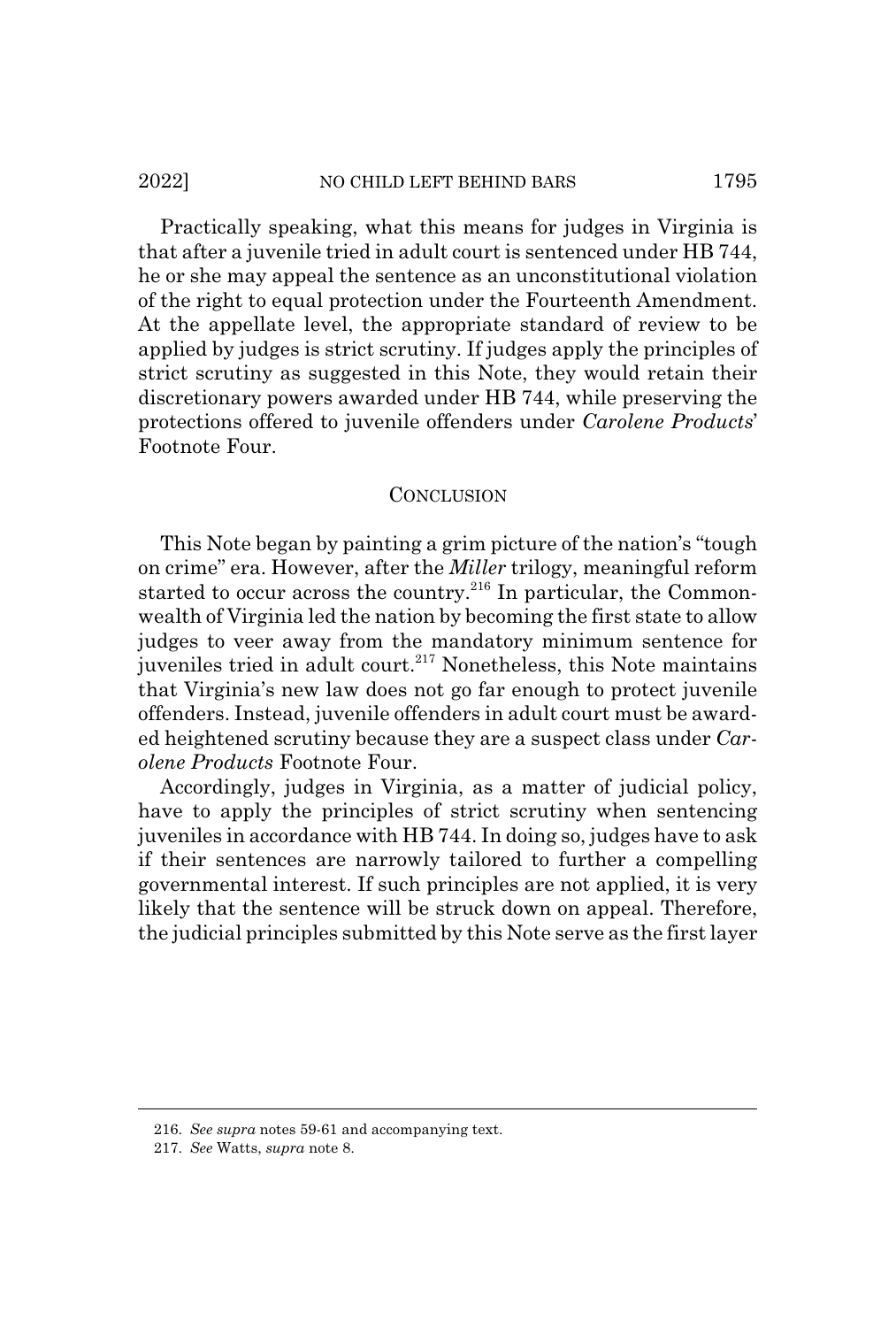Practically speaking, what this means for judges in Virginia is that after a juvenile tried in adult court is sentenced under HB 744, he or she may appeal the sentence as an unconstitutional violation of the right to equal protection under the Fourteenth Amendment. At the appellate level, the appropriate standard of review to be applied by judges is strict scrutiny. If judges apply the principles of strict scrutiny as suggested in this Note, they would retain their discretionary powers awarded under HB 744, while preserving the protections offered to juvenile offenders under *Carolene Products*' Footnote Four.

## CONCLUSION

This Note began by painting a grim picture of the nation's "tough on crime" era. However, after the *Miller* trilogy, meaningful reform started to occur across the country.[216] In particular, the Commonwealth of Virginia led the nation by becoming the first state to allow judges to veer away from the mandatory minimum sentence for juveniles tried in adult court.[217] Nonetheless, this Note maintains that Virginia's new law does not go far enough to protect juvenile offenders. Instead, juvenile offenders in adult court must be awarded heightened scrutiny because they are a suspect class under *Carolene Products* Footnote Four.

Accordingly, judges in Virginia, as a matter of judicial policy, have to apply the principles of strict scrutiny when sentencing juveniles in accordance with HB 744. In doing so, judges have to ask if their sentences are narrowly tailored to further a compelling governmental interest. If such principles are not applied, it is very likely that the sentence will be struck down on appeal. Therefore, the judicial principles submitted by this Note serve as the first layer

---

216. *See supra* notes 59-61 and accompanying text.

217. *See* Watts, *supra* note 8.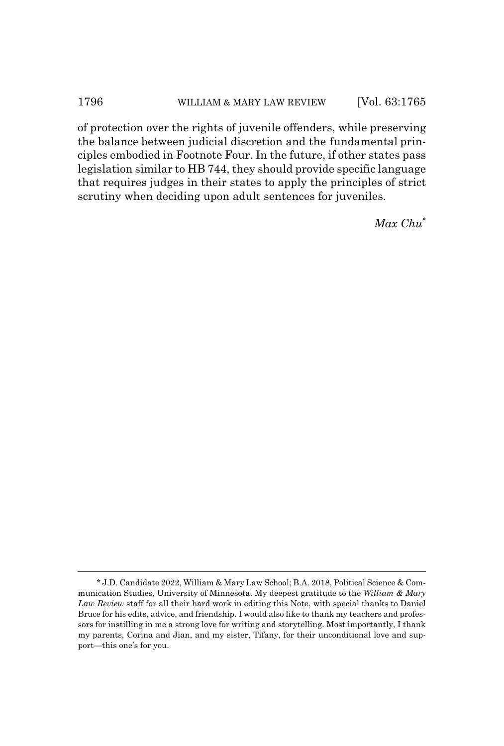of protection over the rights of juvenile offenders, while preserving the balance between judicial discretion and the fundamental principles embodied in Footnote Four. In the future, if other states pass legislation similar to HB 744, they should provide specific language that requires judges in their states to apply the principles of strict scrutiny when deciding upon adult sentences for juveniles.

*Max Chu*[*]

---

[*] J.D. Candidate 2022, William & Mary Law School; B.A. 2018, Political Science & Communication Studies, University of Minnesota. My deepest gratitude to the *William & Mary Law Review* staff for all their hard work in editing this Note, with special thanks to Daniel Bruce for his edits, advice, and friendship. I would also like to thank my teachers and professors for instilling in me a strong love for writing and storytelling. Most importantly, I thank my parents, Corina and Jian, and my sister, Tifany, for their unconditional love and support—this one's for you.